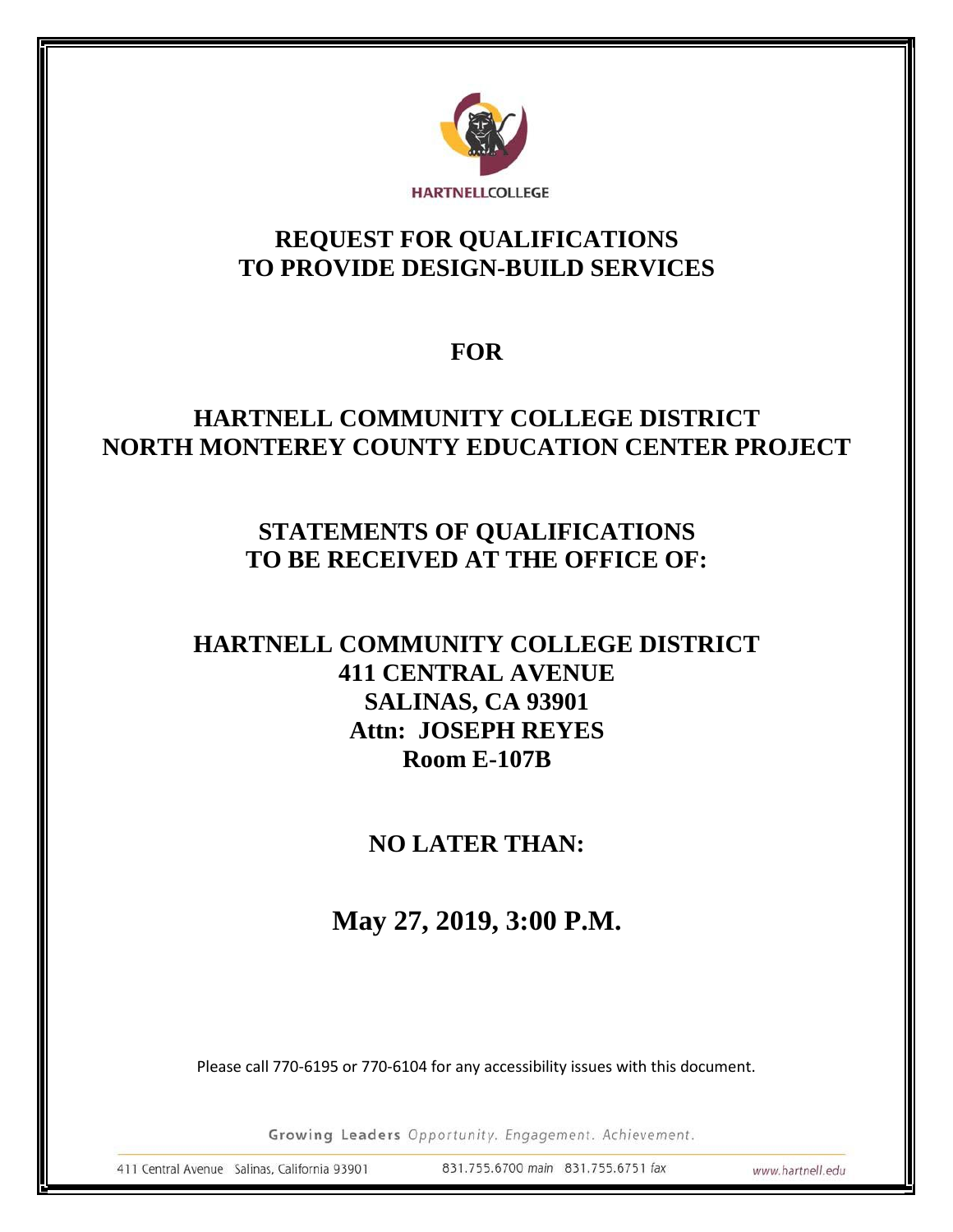HARTNELLCOLLEGE

# REQUEST FOR QUALIFICATIONS TO PROVIDE DESIGN-BUILD SERVICES

## FOR

## HARTNELL COMMUNITY COLLEGE DISTRICT NORTH MONTEREY COUNTY EDUCATION CENTER PROJECT

## STATEMENTS OF QUALIFICATIONS TO BE RECEIVED AT THE OFFICE OF:

**HARTNELL COMMUNITY COLLEGE DISTRICT**
**411 CENTRAL AVENUE**
**SALINAS, CA 93901**
**Attn: JOSEPH REYES**
**Room E-107B**

## NO LATER THAN:

## May 27, 2019, 3:00 P.M.

Please call 770-6195 or 770-6104 for any accessibility issues with this document.

Growing Leaders *Opportunity. Engagement. Achievement.*

411 Central Avenue Salinas, California 93901 831.755.6700 *main* 831.755.6751 *fax* www.hartnell.edu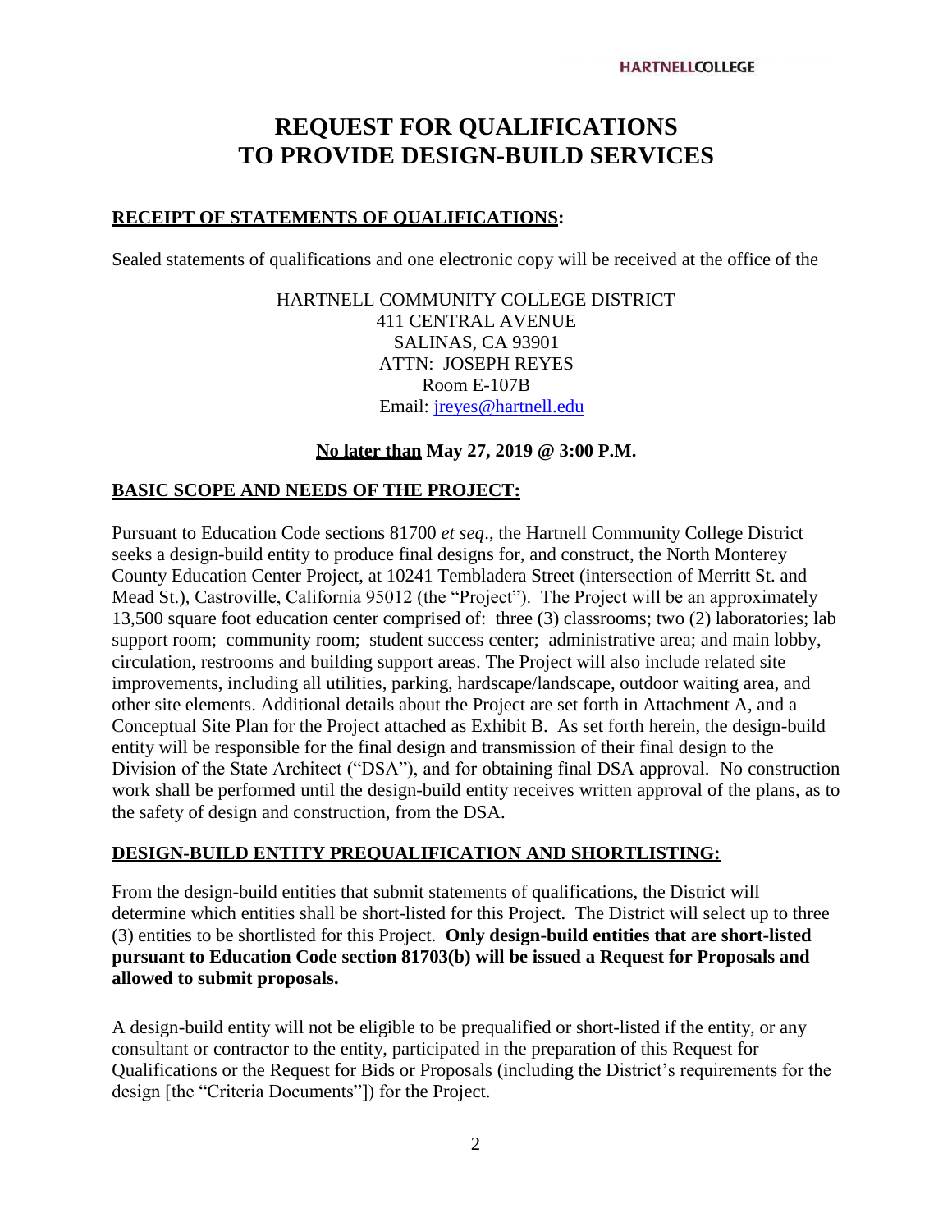# REQUEST FOR QUALIFICATIONS TO PROVIDE DESIGN-BUILD SERVICES

**RECEIPT OF STATEMENTS OF QUALIFICATIONS:**

Sealed statements of qualifications and one electronic copy will be received at the office of the

HARTNELL COMMUNITY COLLEGE DISTRICT
411 CENTRAL AVENUE
SALINAS, CA 93901
ATTN: JOSEPH REYES
Room E-107B
Email: jreyes@hartnell.edu

**No later than May 27, 2019 @ 3:00 P.M.**

**BASIC SCOPE AND NEEDS OF THE PROJECT:**

Pursuant to Education Code sections 81700 *et seq*., the Hartnell Community College District seeks a design-build entity to produce final designs for, and construct, the North Monterey County Education Center Project, at 10241 Tembladera Street (intersection of Merritt St. and Mead St.), Castroville, California 95012 (the "Project"). The Project will be an approximately 13,500 square foot education center comprised of: three (3) classrooms; two (2) laboratories; lab support room; community room; student success center; administrative area; and main lobby, circulation, restrooms and building support areas. The Project will also include related site improvements, including all utilities, parking, hardscape/landscape, outdoor waiting area, and other site elements. Additional details about the Project are set forth in Attachment A, and a Conceptual Site Plan for the Project attached as Exhibit B. As set forth herein, the design-build entity will be responsible for the final design and transmission of their final design to the Division of the State Architect ("DSA"), and for obtaining final DSA approval. No construction work shall be performed until the design-build entity receives written approval of the plans, as to the safety of design and construction, from the DSA.

**DESIGN-BUILD ENTITY PREQUALIFICATION AND SHORTLISTING:**

From the design-build entities that submit statements of qualifications, the District will determine which entities shall be short-listed for this Project. The District will select up to three (3) entities to be shortlisted for this Project. **Only design-build entities that are short-listed pursuant to Education Code section 81703(b) will be issued a Request for Proposals and allowed to submit proposals.**

A design-build entity will not be eligible to be prequalified or short-listed if the entity, or any consultant or contractor to the entity, participated in the preparation of this Request for Qualifications or the Request for Bids or Proposals (including the District's requirements for the design [the "Criteria Documents"]) for the Project.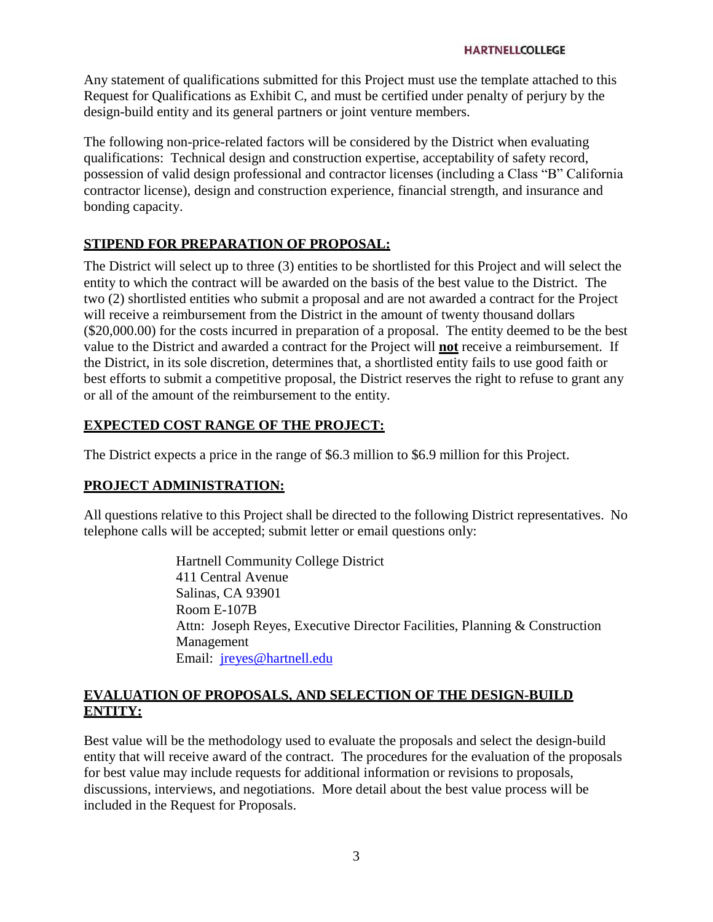Any statement of qualifications submitted for this Project must use the template attached to this Request for Qualifications as Exhibit C, and must be certified under penalty of perjury by the design-build entity and its general partners or joint venture members.

The following non-price-related factors will be considered by the District when evaluating qualifications: Technical design and construction expertise, acceptability of safety record, possession of valid design professional and contractor licenses (including a Class "B" California contractor license), design and construction experience, financial strength, and insurance and bonding capacity.

## STIPEND FOR PREPARATION OF PROPOSAL:

The District will select up to three (3) entities to be shortlisted for this Project and will select the entity to which the contract will be awarded on the basis of the best value to the District. The two (2) shortlisted entities who submit a proposal and are not awarded a contract for the Project will receive a reimbursement from the District in the amount of twenty thousand dollars ($20,000.00) for the costs incurred in preparation of a proposal. The entity deemed to be the best value to the District and awarded a contract for the Project will **not** receive a reimbursement. If the District, in its sole discretion, determines that, a shortlisted entity fails to use good faith or best efforts to submit a competitive proposal, the District reserves the right to refuse to grant any or all of the amount of the reimbursement to the entity.

## EXPECTED COST RANGE OF THE PROJECT:

The District expects a price in the range of $6.3 million to $6.9 million for this Project.

## PROJECT ADMINISTRATION:

All questions relative to this Project shall be directed to the following District representatives. No telephone calls will be accepted; submit letter or email questions only:

Hartnell Community College District
411 Central Avenue
Salinas, CA 93901
Room E-107B
Attn: Joseph Reyes, Executive Director Facilities, Planning & Construction Management
Email: jreyes@hartnell.edu

## EVALUATION OF PROPOSALS, AND SELECTION OF THE DESIGN-BUILD ENTITY:

Best value will be the methodology used to evaluate the proposals and select the design-build entity that will receive award of the contract. The procedures for the evaluation of the proposals for best value may include requests for additional information or revisions to proposals, discussions, interviews, and negotiations. More detail about the best value process will be included in the Request for Proposals.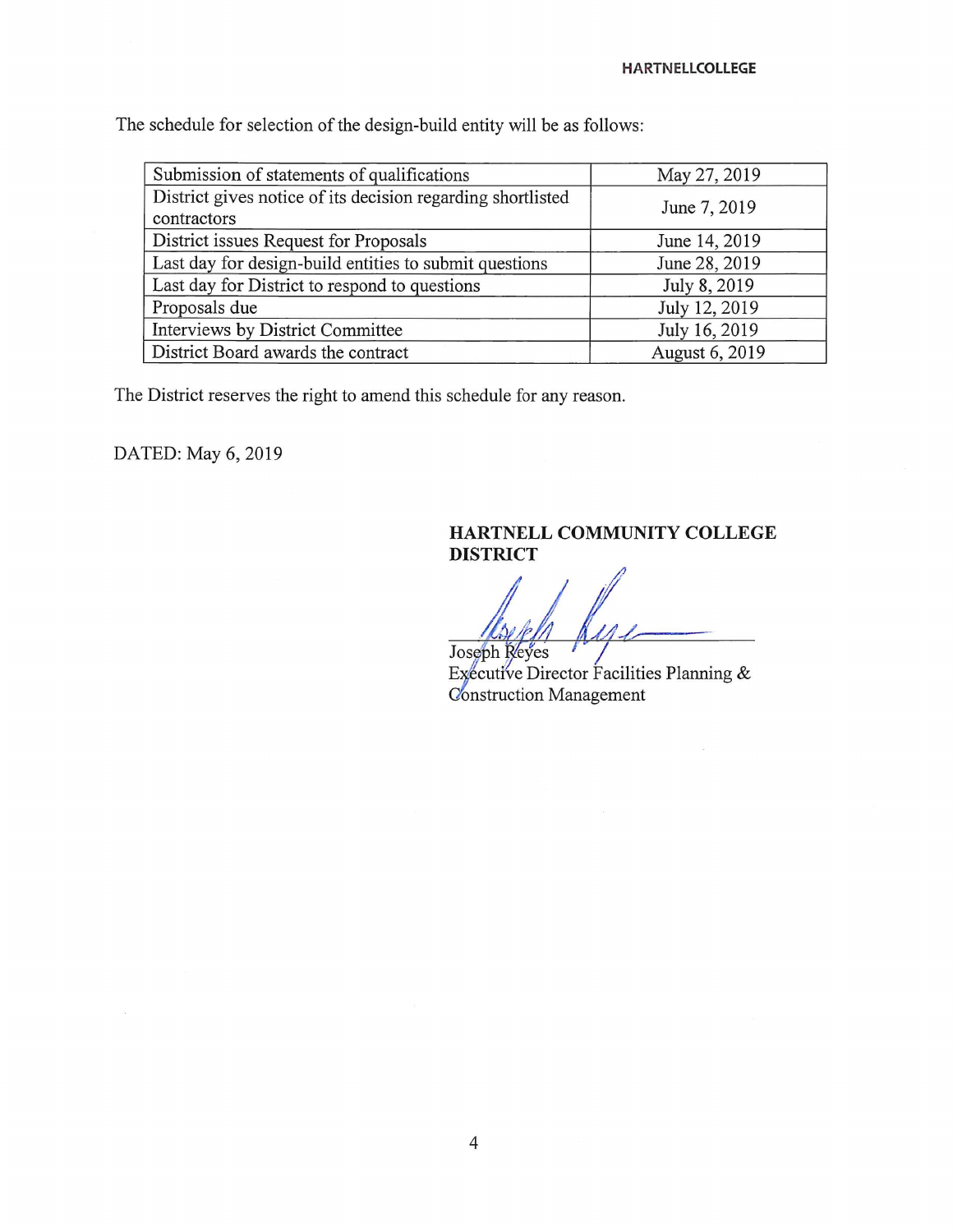The schedule for selection of the design-build entity will be as follows:

| Submission of statements of qualifications | May 27, 2019 |
|---|---|
| District gives notice of its decision regarding shortlisted contractors | June 7, 2019 |
| District issues Request for Proposals | June 14, 2019 |
| Last day for design-build entities to submit questions | June 28, 2019 |
| Last day for District to respond to questions | July 8, 2019 |
| Proposals due | July 12, 2019 |
| Interviews by District Committee | July 16, 2019 |
| District Board awards the contract | August 6, 2019 |

The District reserves the right to amend this schedule for any reason.

DATED: May 6, 2019

**HARTNELL COMMUNITY COLLEGE DISTRICT**

Joseph Reyes
Executive Director Facilities Planning & Construction Management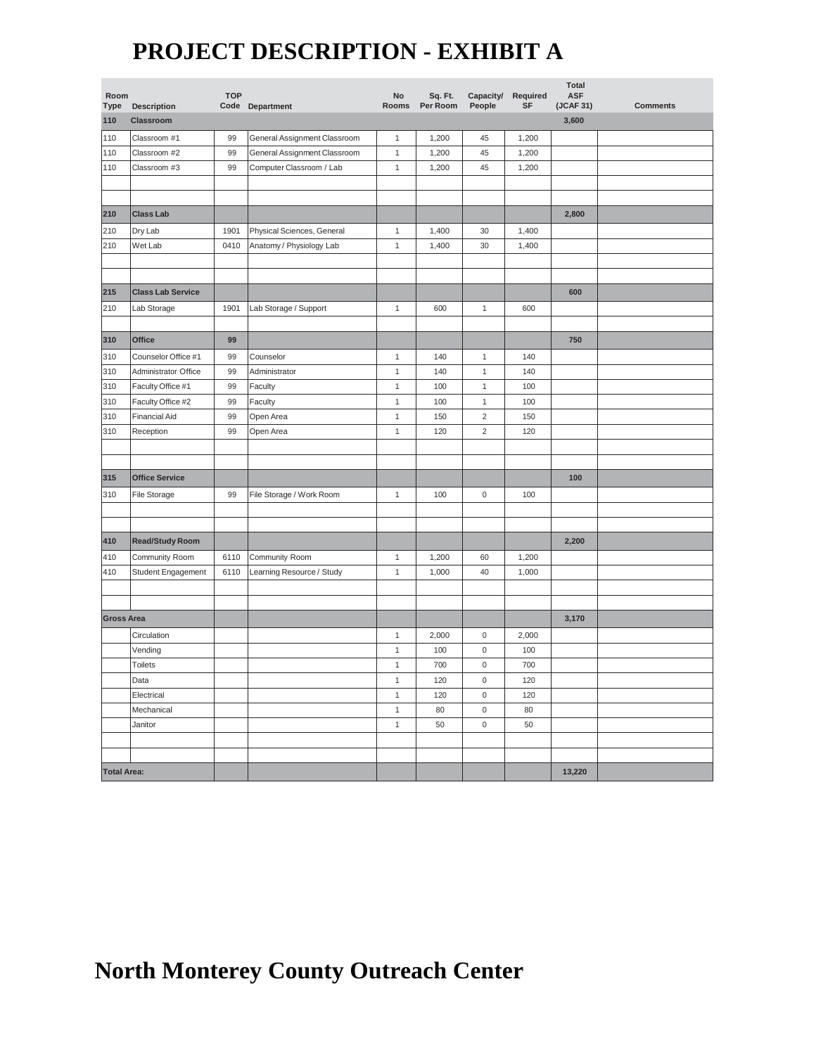# PROJECT DESCRIPTION - EXHIBIT A

| Room Type | Description | TOP Code | Department | No Rooms | Sq. Ft. Per Room | Capacity/ People | Required SF | Total ASF (JCAF 31) | Comments |
|---|---|---|---|---|---|---|---|---|---|
| **110** | **Classroom** | | | | | | | **3,600** | |
| 110 | Classroom #1 | 99 | General Assignment Classroom | 1 | 1,200 | 45 | 1,200 | | |
| 110 | Classroom #2 | 99 | General Assignment Classroom | 1 | 1,200 | 45 | 1,200 | | |
| 110 | Classroom #3 | 99 | Computer Classroom / Lab | 1 | 1,200 | 45 | 1,200 | | |
| | | | | | | | | | |
| | | | | | | | | | |
| **210** | **Class Lab** | | | | | | | **2,800** | |
| 210 | Dry Lab | 1901 | Physical Sciences, General | 1 | 1,400 | 30 | 1,400 | | |
| 210 | Wet Lab | 0410 | Anatomy / Physiology Lab | 1 | 1,400 | 30 | 1,400 | | |
| | | | | | | | | | |
| | | | | | | | | | |
| **215** | **Class Lab Service** | | | | | | | **600** | |
| 210 | Lab Storage | 1901 | Lab Storage / Support | 1 | 600 | 1 | 600 | | |
| | | | | | | | | | |
| **310** | **Office** | **99** | | | | | | **750** | |
| 310 | Counselor Office #1 | 99 | Counselor | 1 | 140 | 1 | 140 | | |
| 310 | Administrator Office | 99 | Administrator | 1 | 140 | 1 | 140 | | |
| 310 | Faculty Office #1 | 99 | Faculty | 1 | 100 | 1 | 100 | | |
| 310 | Faculty Office #2 | 99 | Faculty | 1 | 100 | 1 | 100 | | |
| 310 | Financial Aid | 99 | Open Area | 1 | 150 | 2 | 150 | | |
| 310 | Reception | 99 | Open Area | 1 | 120 | 2 | 120 | | |
| | | | | | | | | | |
| | | | | | | | | | |
| **315** | **Office Service** | | | | | | | **100** | |
| 310 | File Storage | 99 | File Storage / Work Room | 1 | 100 | 0 | 100 | | |
| | | | | | | | | | |
| | | | | | | | | | |
| **410** | **Read/Study Room** | | | | | | | **2,200** | |
| 410 | Community Room | 6110 | Community Room | 1 | 1,200 | 60 | 1,200 | | |
| 410 | Student Engagement | 6110 | Learning Resource / Study | 1 | 1,000 | 40 | 1,000 | | |
| | | | | | | | | | |
| | | | | | | | | | |
| **Gross Area** | | | | | | | | **3,170** | |
| | Circulation | | | 1 | 2,000 | 0 | 2,000 | | |
| | Vending | | | 1 | 100 | 0 | 100 | | |
| | Toilets | | | 1 | 700 | 0 | 700 | | |
| | Data | | | 1 | 120 | 0 | 120 | | |
| | Electrical | | | 1 | 120 | 0 | 120 | | |
| | Mechanical | | | 1 | 80 | 0 | 80 | | |
| | Janitor | | | 1 | 50 | 0 | 50 | | |
| | | | | | | | | | |
| | | | | | | | | | |
| **Total Area:** | | | | | | | | **13,220** | |

# North Monterey County Outreach Center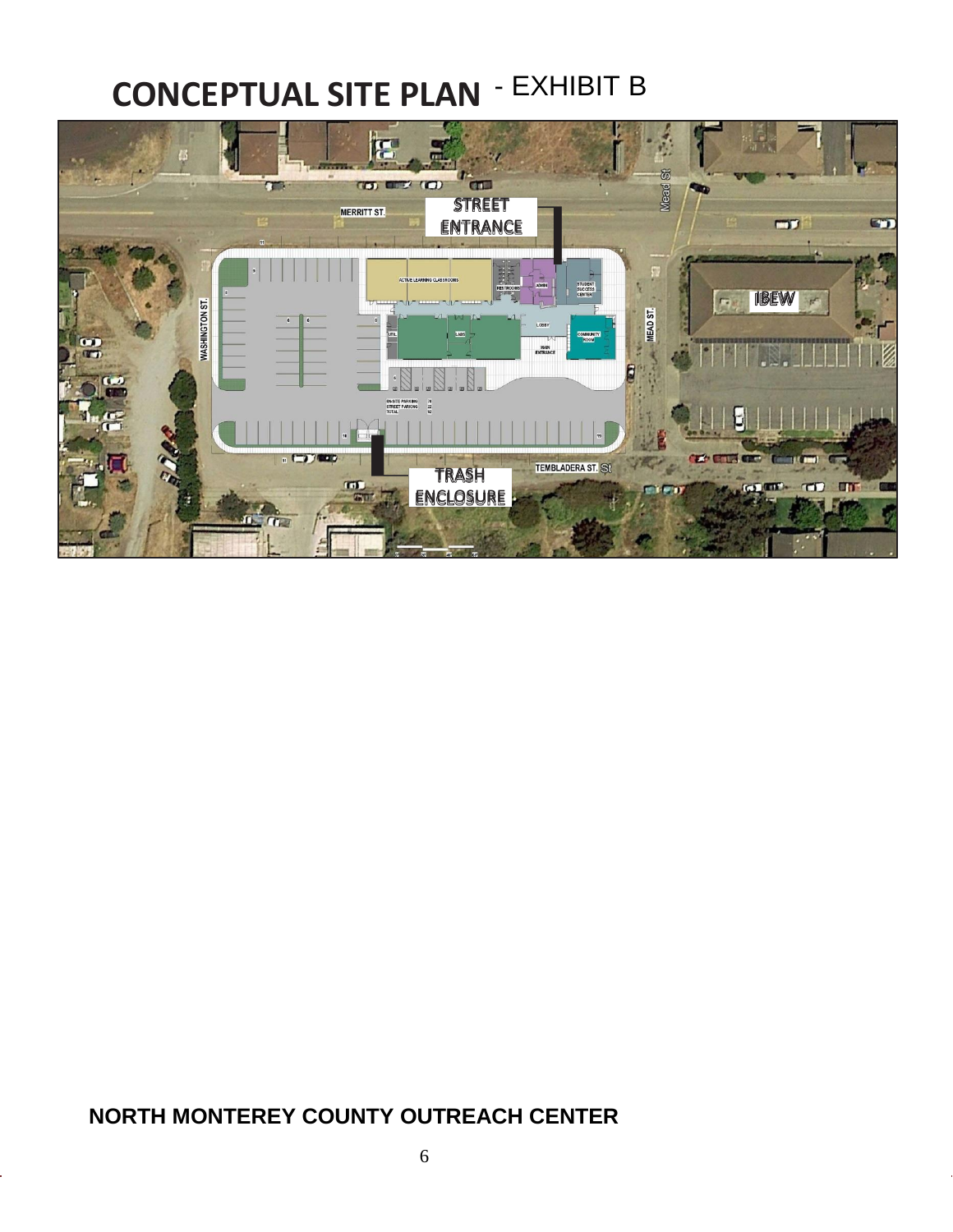# CONCEPTUAL SITE PLAN - EXHIBIT B

STREET ENTRANCE

MERRITT ST.

Mead St

IBEW

WASHINGTON ST.

MEAD ST.

ACTIVE LEARNING CLASSROOMS

RESTROOMS

ADMIN

STUDENT SUCCESS CENTER

LOBBY

UTIL

LABS

MAIN ENTRANCE

COMMUNITY ROOM

TRASH ENCLOSURE

TEMBLADERA ST.

**NORTH MONTEREY COUNTY OUTREACH CENTER**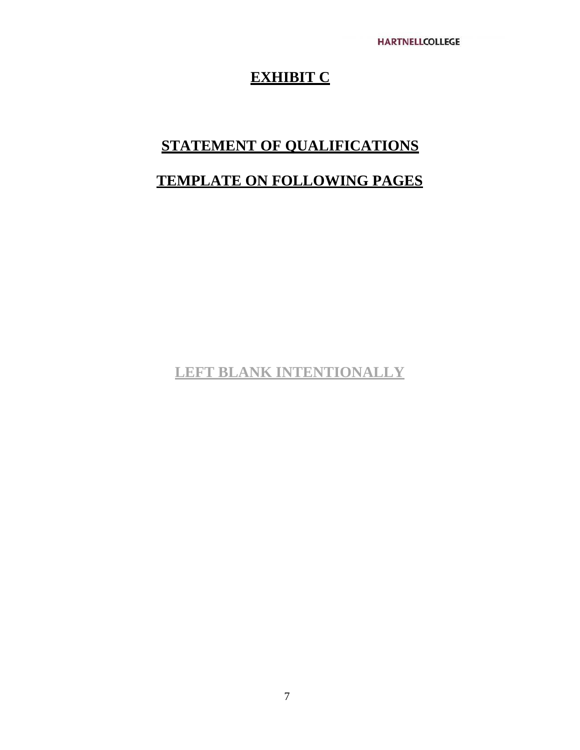# EXHIBIT C

## STATEMENT OF QUALIFICATIONS

## TEMPLATE ON FOLLOWING PAGES

LEFT BLANK INTENTIONALLY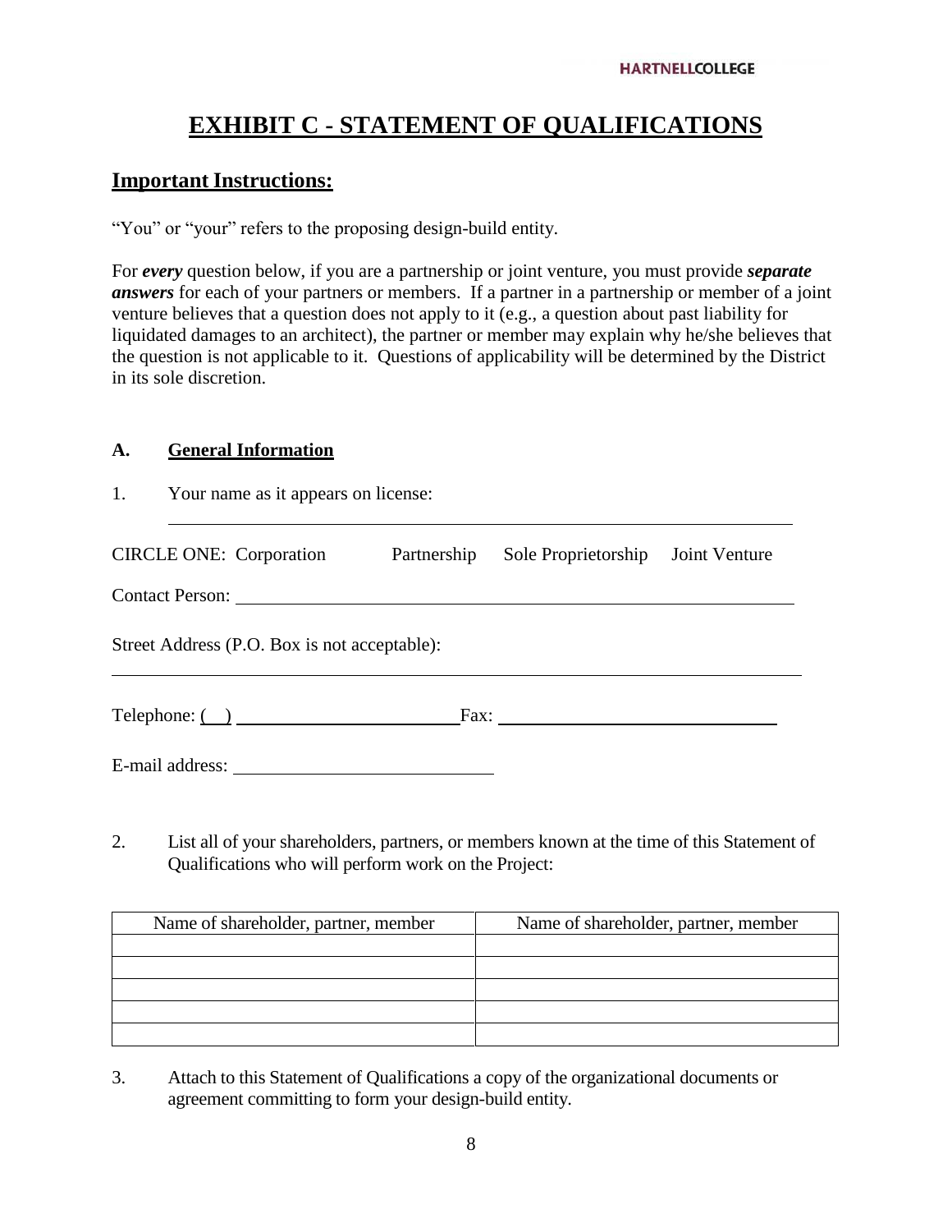# EXHIBIT C - STATEMENT OF QUALIFICATIONS

## Important Instructions:

"You" or "your" refers to the proposing design-build entity.

For ***every*** question below, if you are a partnership or joint venture, you must provide ***separate answers*** for each of your partners or members. If a partner in a partnership or member of a joint venture believes that a question does not apply to it (e.g., a question about past liability for liquidated damages to an architect), the partner or member may explain why he/she believes that the question is not applicable to it. Questions of applicability will be determined by the District in its sole discretion.

### A. General Information

1. Your name as it appears on license:

______________________________________________________________

CIRCLE ONE: Corporation Partnership Sole Proprietorship Joint Venture

Contact Person: ______________________________________________________

Street Address (P.O. Box is not acceptable):

______________________________________________________________

Telephone: ( ) ________________________ Fax: ______________________________

E-mail address: ___________________________

2. List all of your shareholders, partners, or members known at the time of this Statement of Qualifications who will perform work on the Project:

| Name of shareholder, partner, member | Name of shareholder, partner, member |
| --- | --- |
| | |
| | |
| | |
| | |
| | |

3. Attach to this Statement of Qualifications a copy of the organizational documents or agreement committing to form your design-build entity.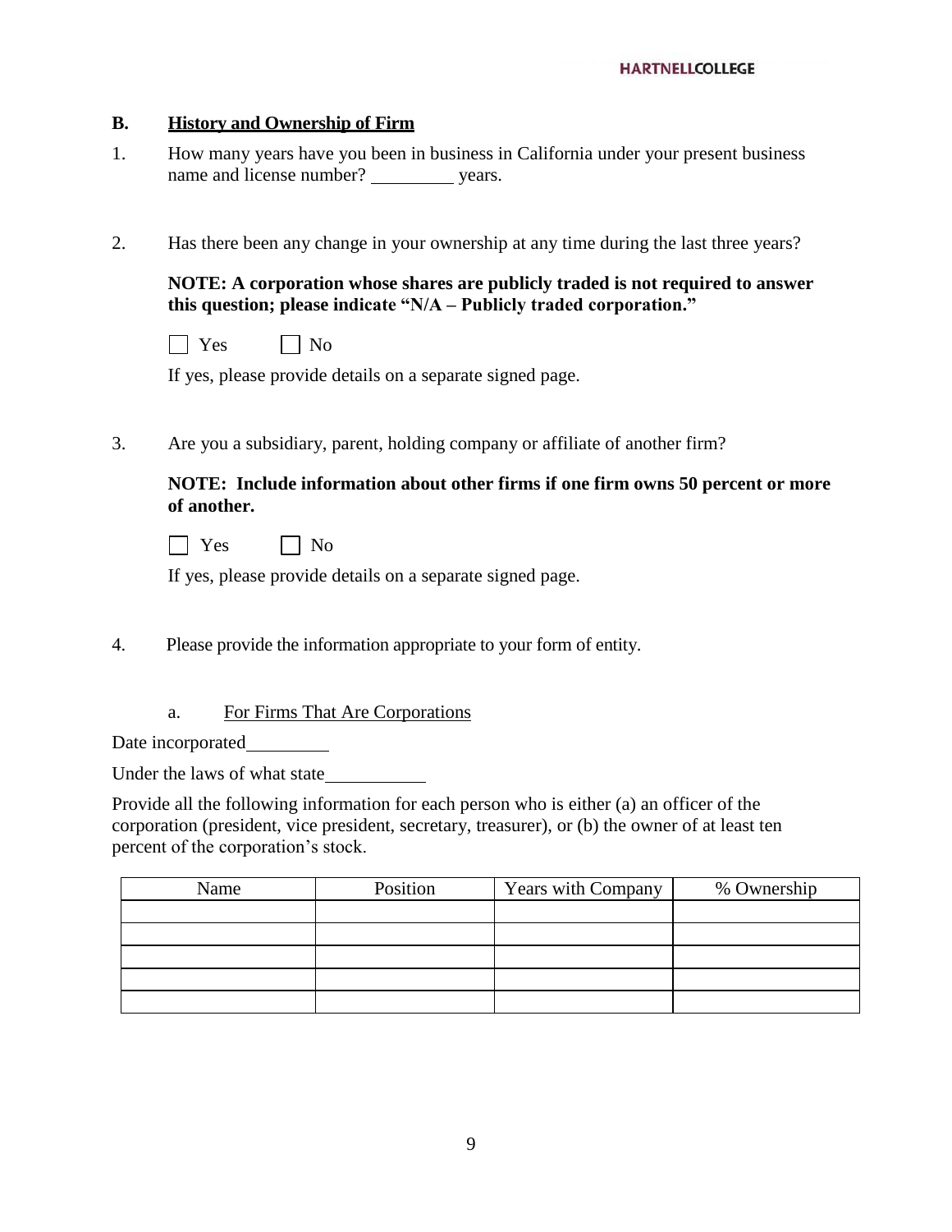## B. History and Ownership of Firm

1. How many years have you been in business in California under your present business name and license number? _________ years.

2. Has there been any change in your ownership at any time during the last three years?

   **NOTE: A corporation whose shares are publicly traded is not required to answer this question; please indicate "N/A – Publicly traded corporation."**

   ☐ Yes ☐ No

   If yes, please provide details on a separate signed page.

3. Are you a subsidiary, parent, holding company or affiliate of another firm?

   **NOTE: Include information about other firms if one firm owns 50 percent or more of another.**

   ☐ Yes ☐ No

   If yes, please provide details on a separate signed page.

4. Please provide the information appropriate to your form of entity.

   a. For Firms That Are Corporations

Date incorporated_________

Under the laws of what state___________

Provide all the following information for each person who is either (a) an officer of the corporation (president, vice president, secretary, treasurer), or (b) the owner of at least ten percent of the corporation's stock.

| Name | Position | Years with Company | % Ownership |
|---|---|---|---|
| | | | |
| | | | |
| | | | |
| | | | |
| | | | |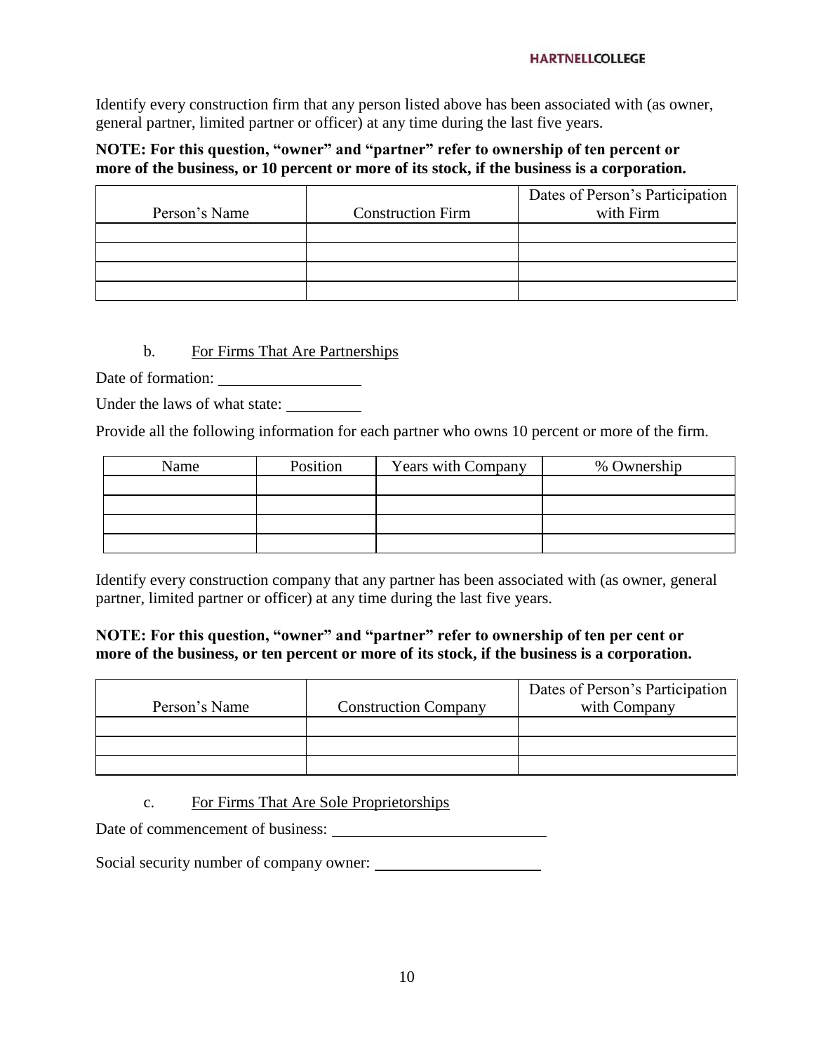Identify every construction firm that any person listed above has been associated with (as owner, general partner, limited partner or officer) at any time during the last five years.

**NOTE: For this question, "owner" and "partner" refer to ownership of ten percent or more of the business, or 10 percent or more of its stock, if the business is a corporation.**

| Person's Name | Construction Firm | Dates of Person's Participation with Firm |
|---|---|---|
| | | |
| | | |
| | | |
| | | |

b. <u>For Firms That Are Partnerships</u>

Date of formation: ________________

Under the laws of what state: _________

Provide all the following information for each partner who owns 10 percent or more of the firm.

| Name | Position | Years with Company | % Ownership |
|---|---|---|---|
| | | | |
| | | | |
| | | | |
| | | | |

Identify every construction company that any partner has been associated with (as owner, general partner, limited partner or officer) at any time during the last five years.

**NOTE: For this question, "owner" and "partner" refer to ownership of ten per cent or more of the business, or ten percent or more of its stock, if the business is a corporation.**

| Person's Name | Construction Company | Dates of Person's Participation with Company |
|---|---|---|
| | | |
| | | |
| | | |

c. <u>For Firms That Are Sole Proprietorships</u>

Date of commencement of business: ________________________

Social security number of company owner: ____________________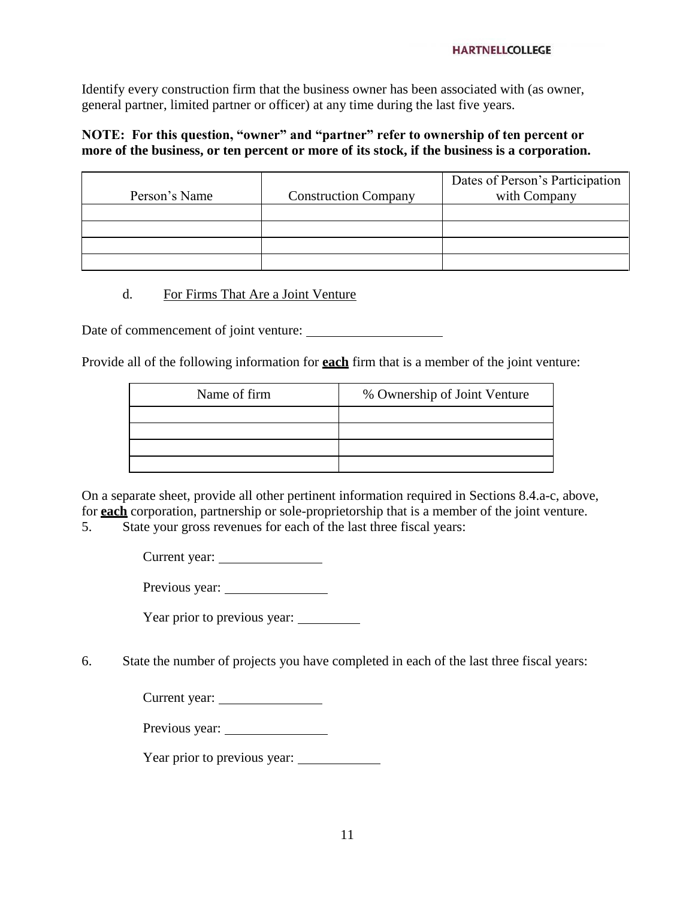Identify every construction firm that the business owner has been associated with (as owner, general partner, limited partner or officer) at any time during the last five years.

**NOTE: For this question, "owner" and "partner" refer to ownership of ten percent or more of the business, or ten percent or more of its stock, if the business is a corporation.**

| Person's Name | Construction Company | Dates of Person's Participation with Company |
|---|---|---|
| | | |
| | | |
| | | |
| | | |

d. <u>For Firms That Are a Joint Venture</u>

Date of commencement of joint venture: ____________________

Provide all of the following information for **<u>each</u>** firm that is a member of the joint venture:

| Name of firm | % Ownership of Joint Venture |
|---|---|
| | |
| | |
| | |
| | |

On a separate sheet, provide all other pertinent information required in Sections 8.4.a-c, above, for **<u>each</u>** corporation, partnership or sole-proprietorship that is a member of the joint venture.

5. State your gross revenues for each of the last three fiscal years:

   Current year: _______________

   Previous year: _______________

   Year prior to previous year: _________

6. State the number of projects you have completed in each of the last three fiscal years:

   Current year: _______________

   Previous year: _______________

   Year prior to previous year: ____________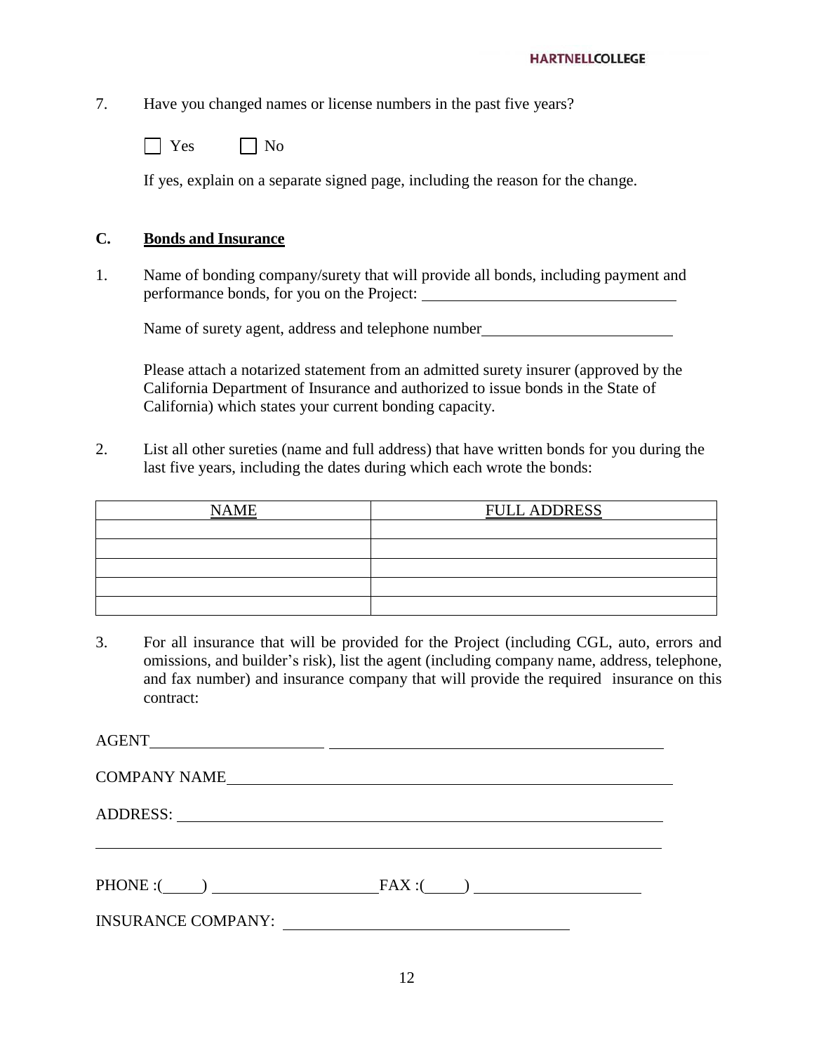7. Have you changed names or license numbers in the past five years?

☐ Yes ☐ No

If yes, explain on a separate signed page, including the reason for the change.

**C. Bonds and Insurance**

1. Name of bonding company/surety that will provide all bonds, including payment and performance bonds, for you on the Project: ______________________________

   Name of surety agent, address and telephone number______________________

   Please attach a notarized statement from an admitted surety insurer (approved by the California Department of Insurance and authorized to issue bonds in the State of California) which states your current bonding capacity.

2. List all other sureties (name and full address) that have written bonds for you during the last five years, including the dates during which each wrote the bonds:

| NAME | FULL ADDRESS |
|---|---|
| | |
| | |
| | |
| | |
| | |

3. For all insurance that will be provided for the Project (including CGL, auto, errors and omissions, and builder's risk), list the agent (including company name, address, telephone, and fax number) and insurance company that will provide the required insurance on this contract:

AGENT______________________ ________________________________________

COMPANY NAME________________________________________________________

ADDRESS: ____________________________________________________________

_____________________________________________________________________

PHONE :(____) ____________________FAX :(____) ____________________

INSURANCE COMPANY: ________________________________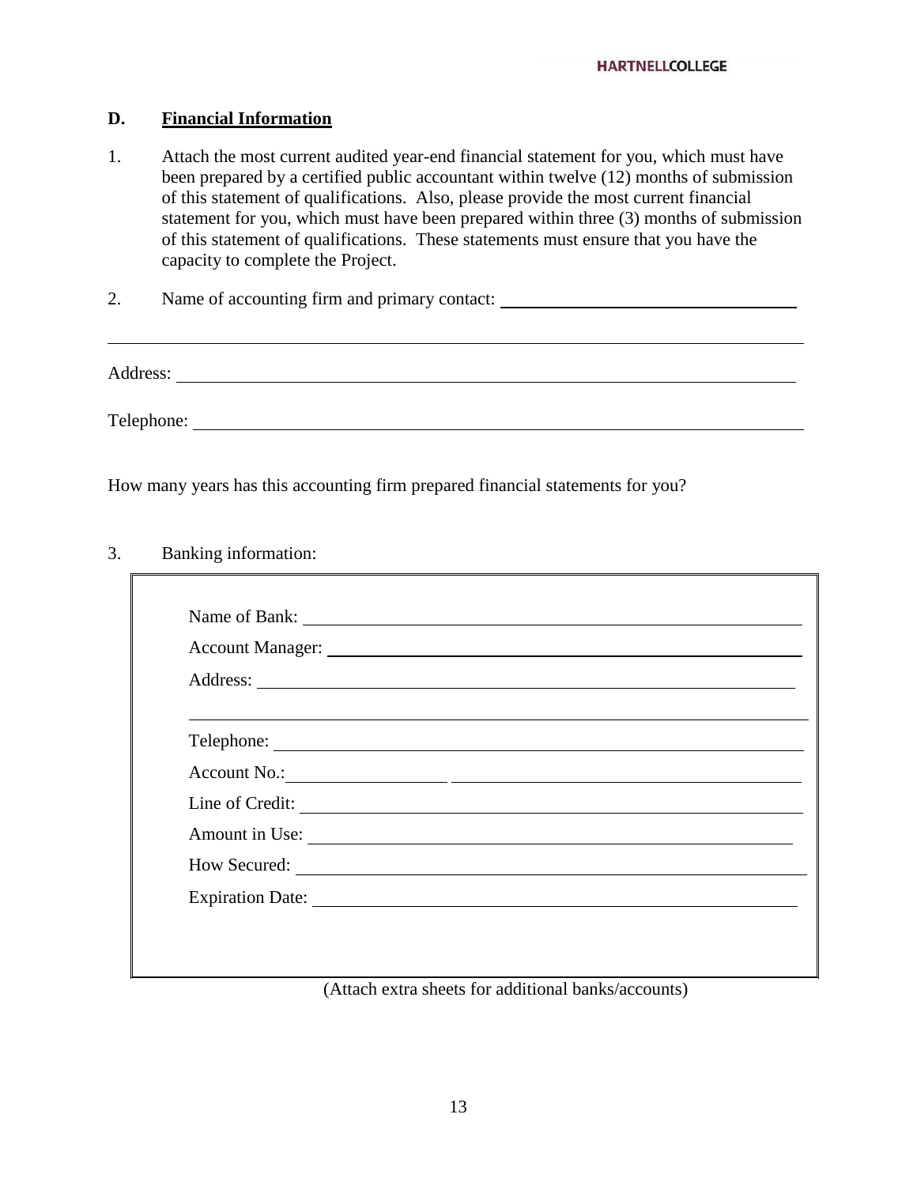### D. **Financial Information**

1. Attach the most current audited year-end financial statement for you, which must have been prepared by a certified public accountant within twelve (12) months of submission of this statement of qualifications. Also, please provide the most current financial statement for you, which must have been prepared within three (3) months of submission of this statement of qualifications. These statements must ensure that you have the capacity to complete the Project.

2. Name of accounting firm and primary contact: ______________________________

______________________________________________________________________

Address: ______________________________________________________________

Telephone: ____________________________________________________________

How many years has this accounting firm prepared financial statements for you?

3. Banking information:

Name of Bank: ______________________________________________________

Account Manager: ___________________________________________________

Address: __________________________________________________________

__________________________________________________________________

Telephone: ________________________________________________________

Account No.: _______________ ______________________________________

Line of Credit: _____________________________________________________

Amount in Use: ____________________________________________________

How Secured: ______________________________________________________

Expiration Date: ____________________________________________________

(Attach extra sheets for additional banks/accounts)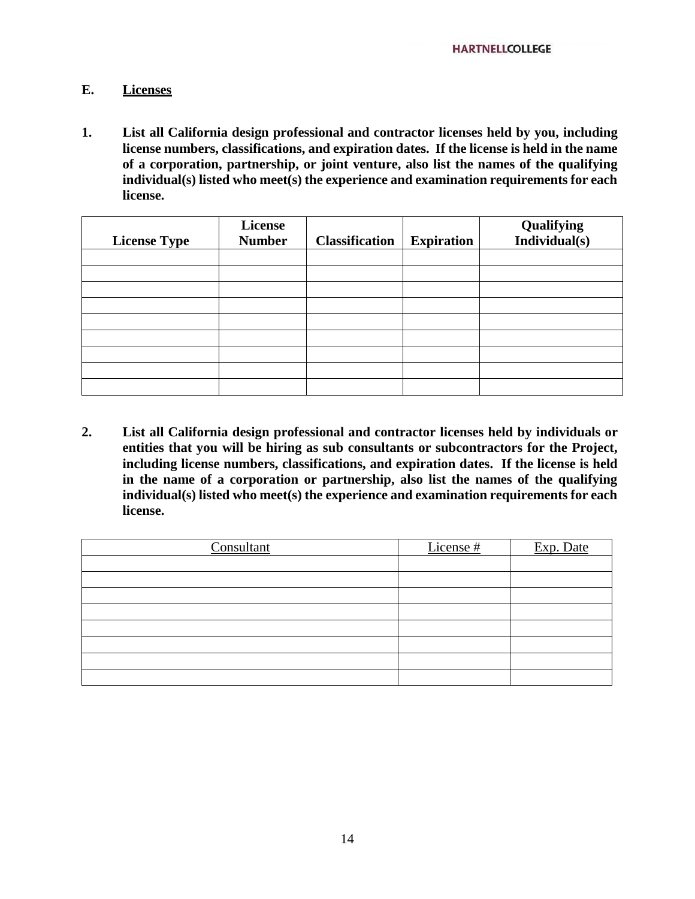## E. Licenses

**1. List all California design professional and contractor licenses held by you, including license numbers, classifications, and expiration dates. If the license is held in the name of a corporation, partnership, or joint venture, also list the names of the qualifying individual(s) listed who meet(s) the experience and examination requirements for each license.**

| License Type | License Number | Classification | Expiration | Qualifying Individual(s) |
|---|---|---|---|---|
| | | | | |
| | | | | |
| | | | | |
| | | | | |
| | | | | |
| | | | | |
| | | | | |
| | | | | |
| | | | | |

**2. List all California design professional and contractor licenses held by individuals or entities that you will be hiring as sub consultants or subcontractors for the Project, including license numbers, classifications, and expiration dates. If the license is held in the name of a corporation or partnership, also list the names of the qualifying individual(s) listed who meet(s) the experience and examination requirements for each license.**

| Consultant | License # | Exp. Date |
|---|---|---|
| | | |
| | | |
| | | |
| | | |
| | | |
| | | |
| | | |
| | | |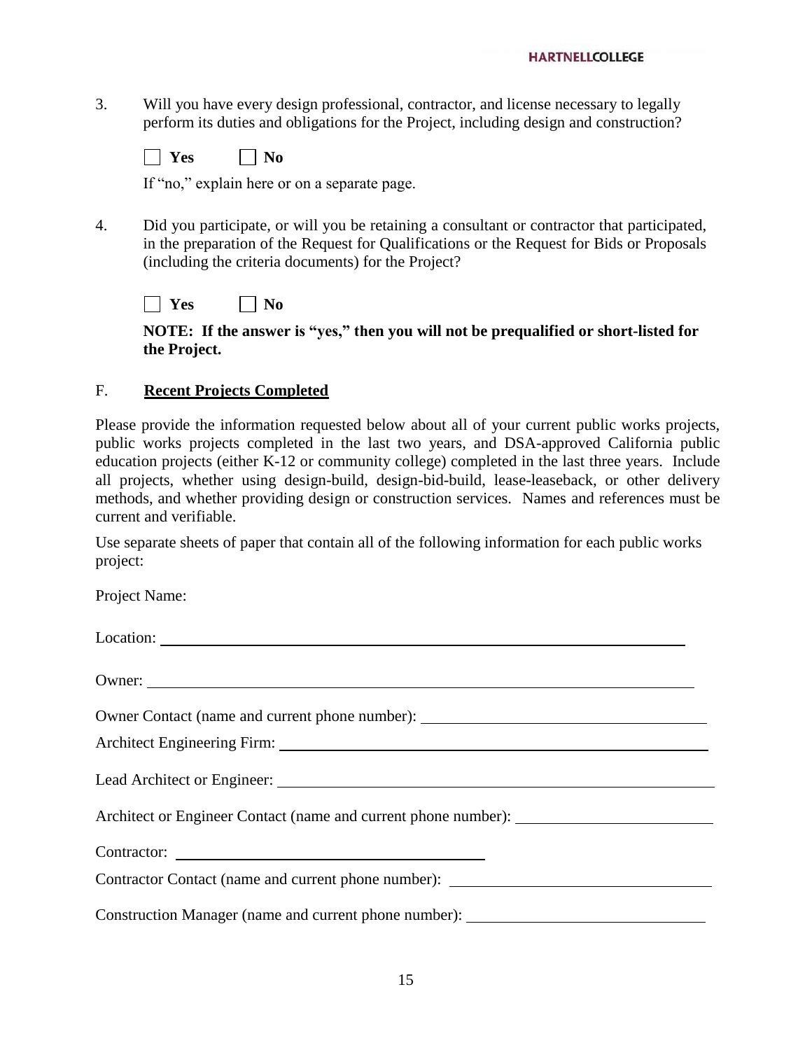3. Will you have every design professional, contractor, and license necessary to legally perform its duties and obligations for the Project, including design and construction?

   ☐ **Yes** ☐ **No**

   If "no," explain here or on a separate page.

4. Did you participate, or will you be retaining a consultant or contractor that participated, in the preparation of the Request for Qualifications or the Request for Bids or Proposals (including the criteria documents) for the Project?

   ☐ **Yes** ☐ **No**

   **NOTE: If the answer is "yes," then you will not be prequalified or short-listed for the Project.**

## F. Recent Projects Completed

Please provide the information requested below about all of your current public works projects, public works projects completed in the last two years, and DSA-approved California public education projects (either K-12 or community college) completed in the last three years. Include all projects, whether using design-build, design-bid-build, lease-leaseback, or other delivery methods, and whether providing design or construction services. Names and references must be current and verifiable.

Use separate sheets of paper that contain all of the following information for each public works project:

Project Name:

Location: ______________________________

Owner: ______________________________

Owner Contact (name and current phone number): ______________________________

Architect Engineering Firm: ______________________________

Lead Architect or Engineer: ______________________________

Architect or Engineer Contact (name and current phone number): ______________________________

Contractor: ______________________________

Contractor Contact (name and current phone number): ______________________________

Construction Manager (name and current phone number): ______________________________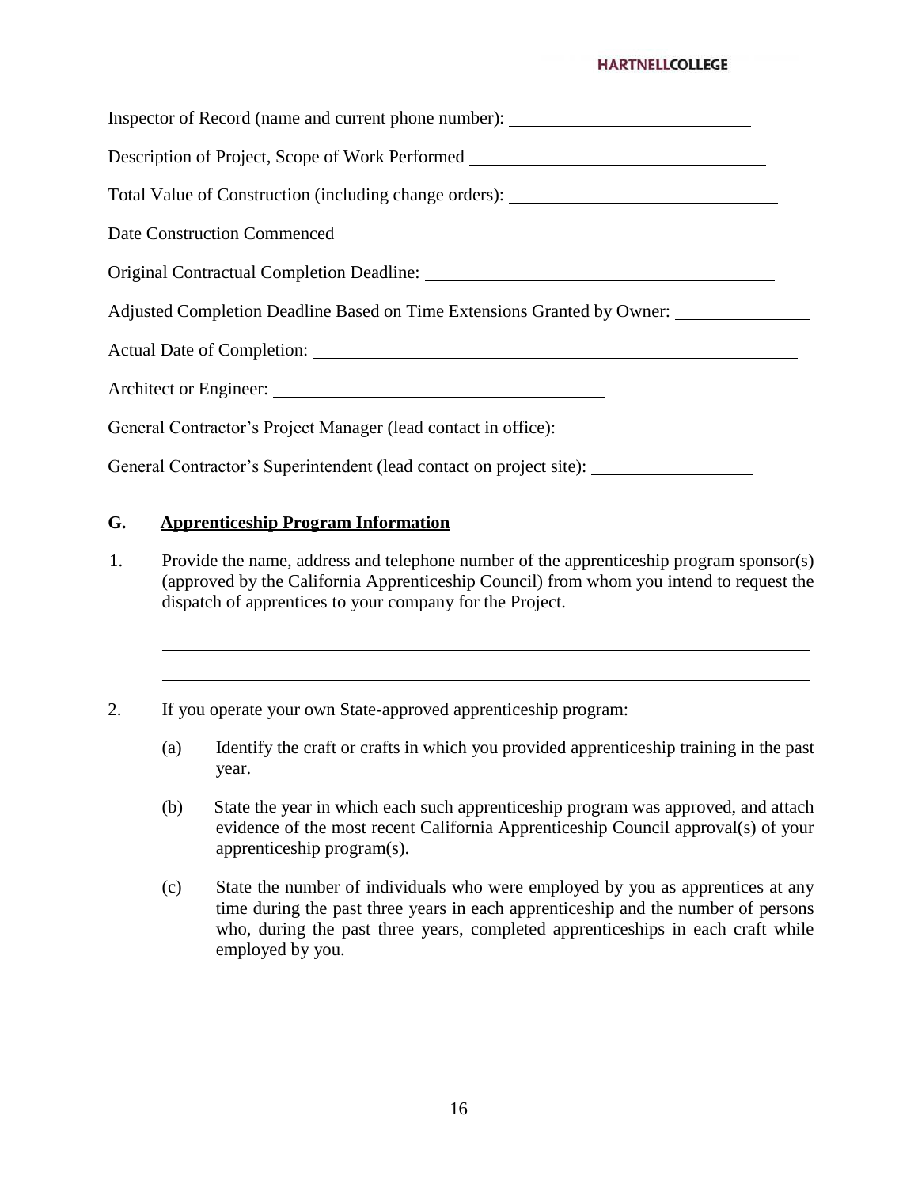Inspector of Record (name and current phone number): ___________________________

Description of Project, Scope of Work Performed ________________________________

Total Value of Construction (including change orders): ___________________________

Date Construction Commenced __________________________

Original Contractual Completion Deadline: _____________________________________

Adjusted Completion Deadline Based on Time Extensions Granted by Owner: _____________

Actual Date of Completion: ________________________________________________

Architect or Engineer: ___________________________________

General Contractor's Project Manager (lead contact in office): _________________

General Contractor's Superintendent (lead contact on project site): _________________

## G. Apprenticeship Program Information

1. Provide the name, address and telephone number of the apprenticeship program sponsor(s) (approved by the California Apprenticeship Council) from whom you intend to request the dispatch of apprentices to your company for the Project.

   ______________________________________________________________________

   ______________________________________________________________________

2. If you operate your own State-approved apprenticeship program:

   (a) Identify the craft or crafts in which you provided apprenticeship training in the past year.

   (b) State the year in which each such apprenticeship program was approved, and attach evidence of the most recent California Apprenticeship Council approval(s) of your apprenticeship program(s).

   (c) State the number of individuals who were employed by you as apprentices at any time during the past three years in each apprenticeship and the number of persons who, during the past three years, completed apprenticeships in each craft while employed by you.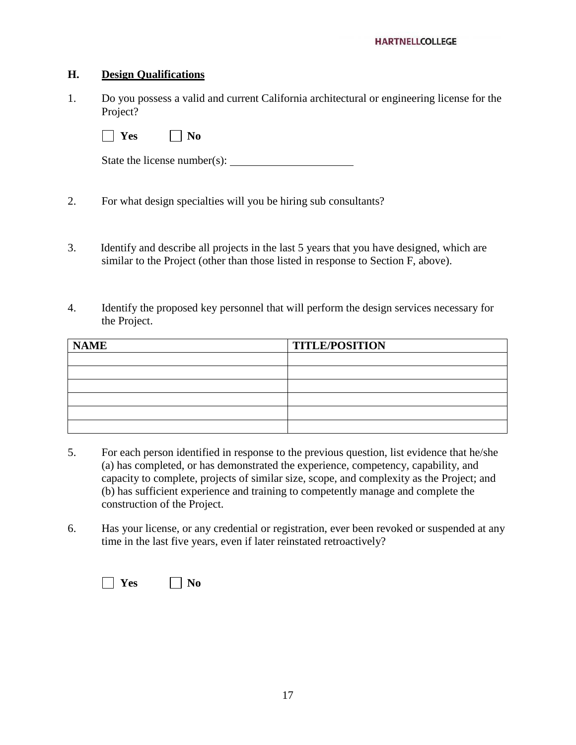## H. Design Qualifications

1. Do you possess a valid and current California architectural or engineering license for the Project?

   ☐ **Yes** ☐ **No**

   State the license number(s): ______________________

2. For what design specialties will you be hiring sub consultants?

3. Identify and describe all projects in the last 5 years that you have designed, which are similar to the Project (other than those listed in response to Section F, above).

4. Identify the proposed key personnel that will perform the design services necessary for the Project.

| NAME | TITLE/POSITION |
|---|---|
| | |
| | |
| | |
| | |
| | |
| | |

5. For each person identified in response to the previous question, list evidence that he/she (a) has completed, or has demonstrated the experience, competency, capability, and capacity to complete, projects of similar size, scope, and complexity as the Project; and (b) has sufficient experience and training to competently manage and complete the construction of the Project.

6. Has your license, or any credential or registration, ever been revoked or suspended at any time in the last five years, even if later reinstated retroactively?

   ☐ **Yes** ☐ **No**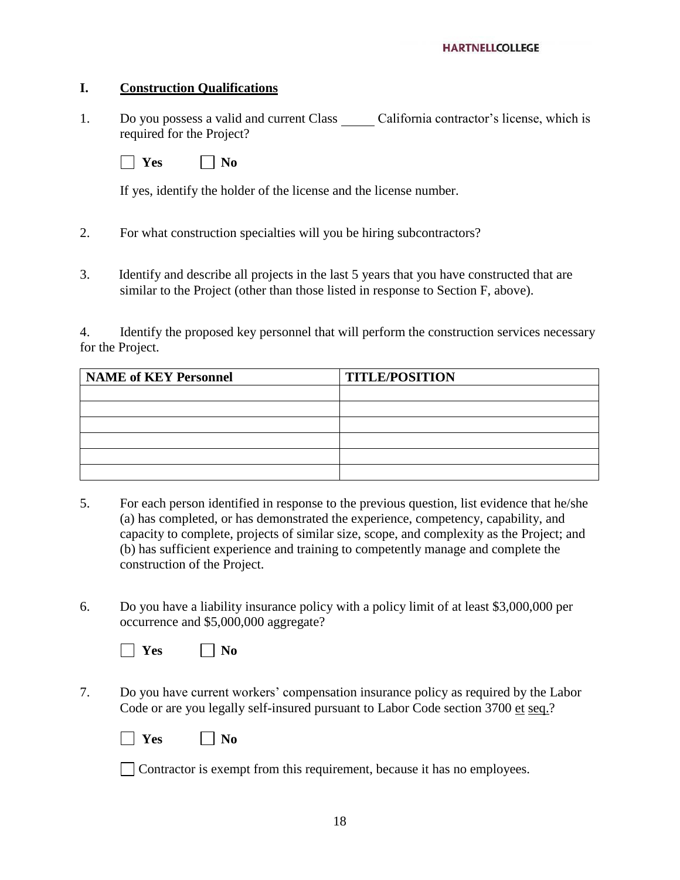## I. Construction Qualifications

1. Do you possess a valid and current Class _____ California contractor's license, which is required for the Project?

   ☐ **Yes** ☐ **No**

   If yes, identify the holder of the license and the license number.

2. For what construction specialties will you be hiring subcontractors?

3. Identify and describe all projects in the last 5 years that you have constructed that are similar to the Project (other than those listed in response to Section F, above).

4. Identify the proposed key personnel that will perform the construction services necessary for the Project.

| NAME of KEY Personnel | TITLE/POSITION |
| --- | --- |
| | |
| | |
| | |
| | |
| | |
| | |

5. For each person identified in response to the previous question, list evidence that he/she (a) has completed, or has demonstrated the experience, competency, capability, and capacity to complete, projects of similar size, scope, and complexity as the Project; and (b) has sufficient experience and training to competently manage and complete the construction of the Project.

6. Do you have a liability insurance policy with a policy limit of at least $3,000,000 per occurrence and $5,000,000 aggregate?

   ☐ **Yes** ☐ **No**

7. Do you have current workers' compensation insurance policy as required by the Labor Code or are you legally self-insured pursuant to Labor Code section 3700 et seq.?

   ☐ **Yes** ☐ **No**

   ☐ Contractor is exempt from this requirement, because it has no employees.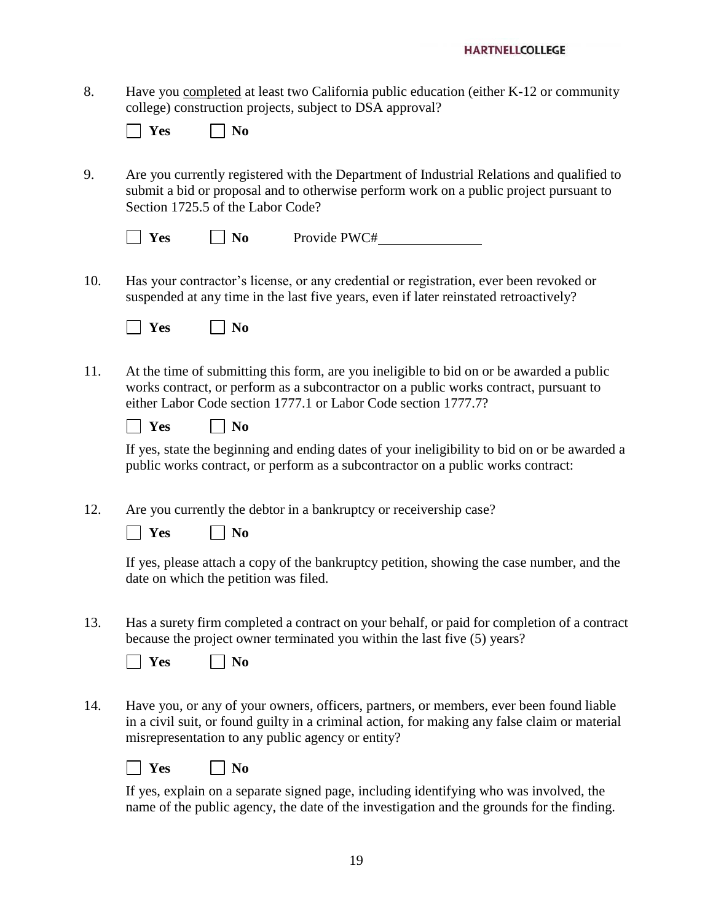8. Have you <u>completed</u> at least two California public education (either K-12 or community college) construction projects, subject to DSA approval?

   ☐ **Yes** ☐ **No**

9. Are you currently registered with the Department of Industrial Relations and qualified to submit a bid or proposal and to otherwise perform work on a public project pursuant to Section 1725.5 of the Labor Code?

   ☐ **Yes** ☐ **No** Provide PWC#\_\_\_\_\_\_\_\_\_\_\_\_\_\_

10. Has your contractor's license, or any credential or registration, ever been revoked or suspended at any time in the last five years, even if later reinstated retroactively?

    ☐ **Yes** ☐ **No**

11. At the time of submitting this form, are you ineligible to bid on or be awarded a public works contract, or perform as a subcontractor on a public works contract, pursuant to either Labor Code section 1777.1 or Labor Code section 1777.7?

    ☐ **Yes** ☐ **No**

    If yes, state the beginning and ending dates of your ineligibility to bid on or be awarded a public works contract, or perform as a subcontractor on a public works contract:

12. Are you currently the debtor in a bankruptcy or receivership case?

    ☐ **Yes** ☐ **No**

    If yes, please attach a copy of the bankruptcy petition, showing the case number, and the date on which the petition was filed.

13. Has a surety firm completed a contract on your behalf, or paid for completion of a contract because the project owner terminated you within the last five (5) years?

    ☐ **Yes** ☐ **No**

14. Have you, or any of your owners, officers, partners, or members, ever been found liable in a civil suit, or found guilty in a criminal action, for making any false claim or material misrepresentation to any public agency or entity?

    ☐ **Yes** ☐ **No**

    If yes, explain on a separate signed page, including identifying who was involved, the name of the public agency, the date of the investigation and the grounds for the finding.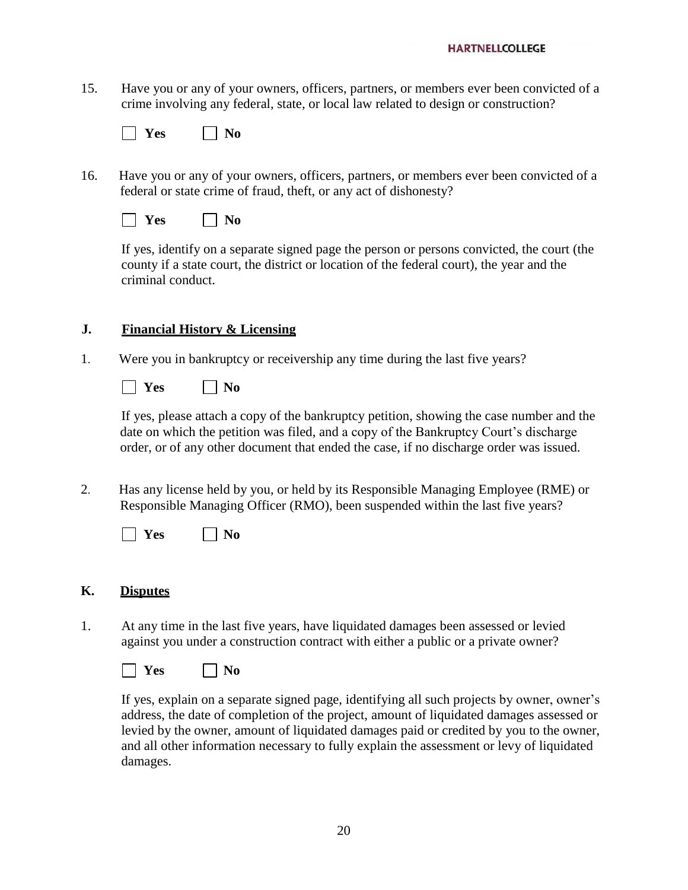15. Have you or any of your owners, officers, partners, or members ever been convicted of a crime involving any federal, state, or local law related to design or construction?

☐ **Yes** ☐ **No**

16. Have you or any of your owners, officers, partners, or members ever been convicted of a federal or state crime of fraud, theft, or any act of dishonesty?

☐ **Yes** ☐ **No**

If yes, identify on a separate signed page the person or persons convicted, the court (the county if a state court, the district or location of the federal court), the year and the criminal conduct.

## J. <u>Financial History & Licensing</u>

1. Were you in bankruptcy or receivership any time during the last five years?

☐ **Yes** ☐ **No**

If yes, please attach a copy of the bankruptcy petition, showing the case number and the date on which the petition was filed, and a copy of the Bankruptcy Court's discharge order, or of any other document that ended the case, if no discharge order was issued.

2. Has any license held by you, or held by its Responsible Managing Employee (RME) or Responsible Managing Officer (RMO), been suspended within the last five years?

☐ **Yes** ☐ **No**

## K. <u>Disputes</u>

1. At any time in the last five years, have liquidated damages been assessed or levied against you under a construction contract with either a public or a private owner?

☐ **Yes** ☐ **No**

If yes, explain on a separate signed page, identifying all such projects by owner, owner's address, the date of completion of the project, amount of liquidated damages assessed or levied by the owner, amount of liquidated damages paid or credited by you to the owner, and all other information necessary to fully explain the assessment or levy of liquidated damages.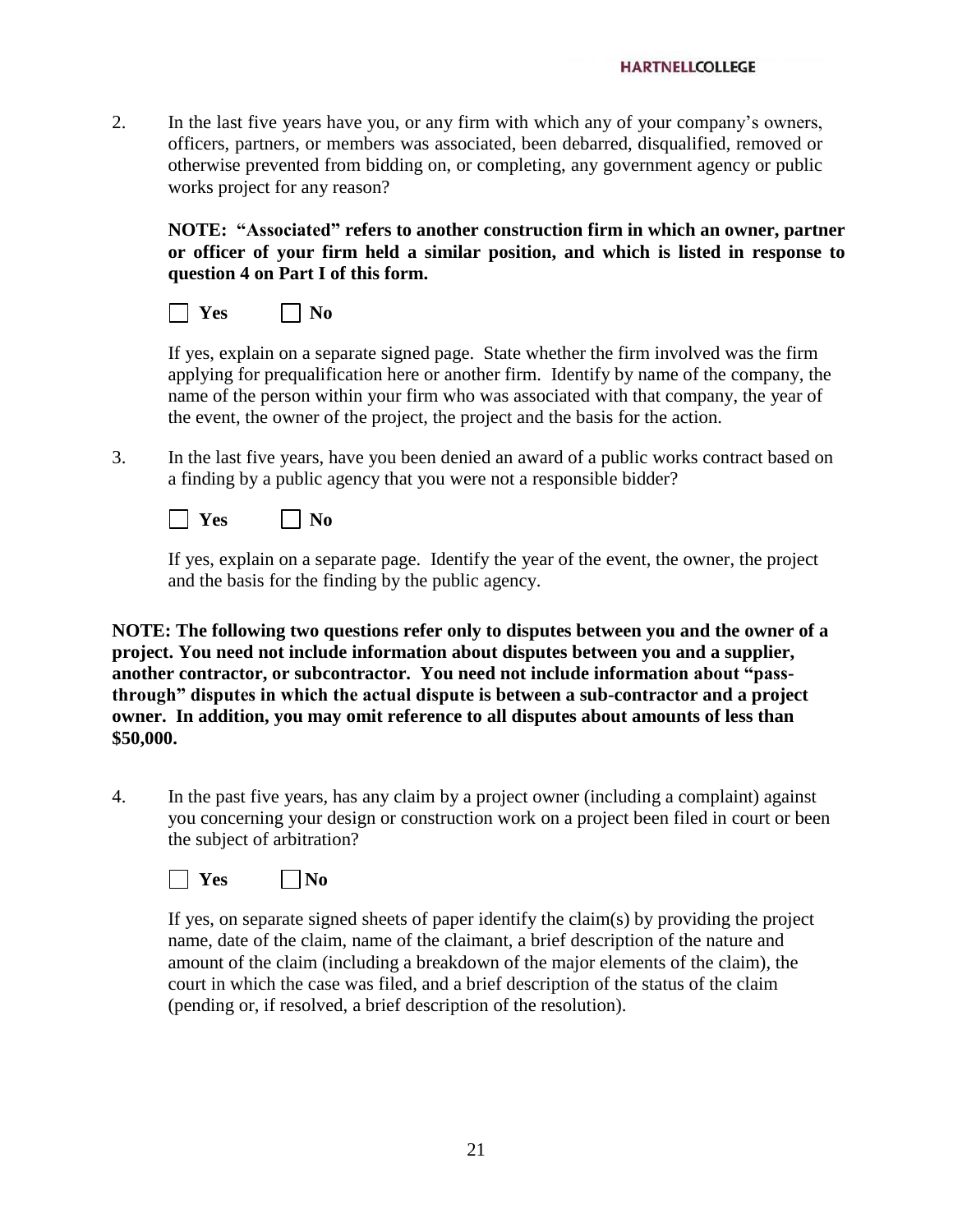2. In the last five years have you, or any firm with which any of your company's owners, officers, partners, or members was associated, been debarred, disqualified, removed or otherwise prevented from bidding on, or completing, any government agency or public works project for any reason?

   **NOTE: "Associated" refers to another construction firm in which an owner, partner or officer of your firm held a similar position, and which is listed in response to question 4 on Part I of this form.**

   ☐ **Yes** ☐ **No**

   If yes, explain on a separate signed page. State whether the firm involved was the firm applying for prequalification here or another firm. Identify by name of the company, the name of the person within your firm who was associated with that company, the year of the event, the owner of the project, the project and the basis for the action.

3. In the last five years, have you been denied an award of a public works contract based on a finding by a public agency that you were not a responsible bidder?

   ☐ **Yes** ☐ **No**

   If yes, explain on a separate page. Identify the year of the event, the owner, the project and the basis for the finding by the public agency.

**NOTE: The following two questions refer only to disputes between you and the owner of a project. You need not include information about disputes between you and a supplier, another contractor, or subcontractor. You need not include information about "pass-through" disputes in which the actual dispute is between a sub-contractor and a project owner. In addition, you may omit reference to all disputes about amounts of less than $50,000.**

4. In the past five years, has any claim by a project owner (including a complaint) against you concerning your design or construction work on a project been filed in court or been the subject of arbitration?

   ☐ **Yes** ☐ **No**

   If yes, on separate signed sheets of paper identify the claim(s) by providing the project name, date of the claim, name of the claimant, a brief description of the nature and amount of the claim (including a breakdown of the major elements of the claim), the court in which the case was filed, and a brief description of the status of the claim (pending or, if resolved, a brief description of the resolution).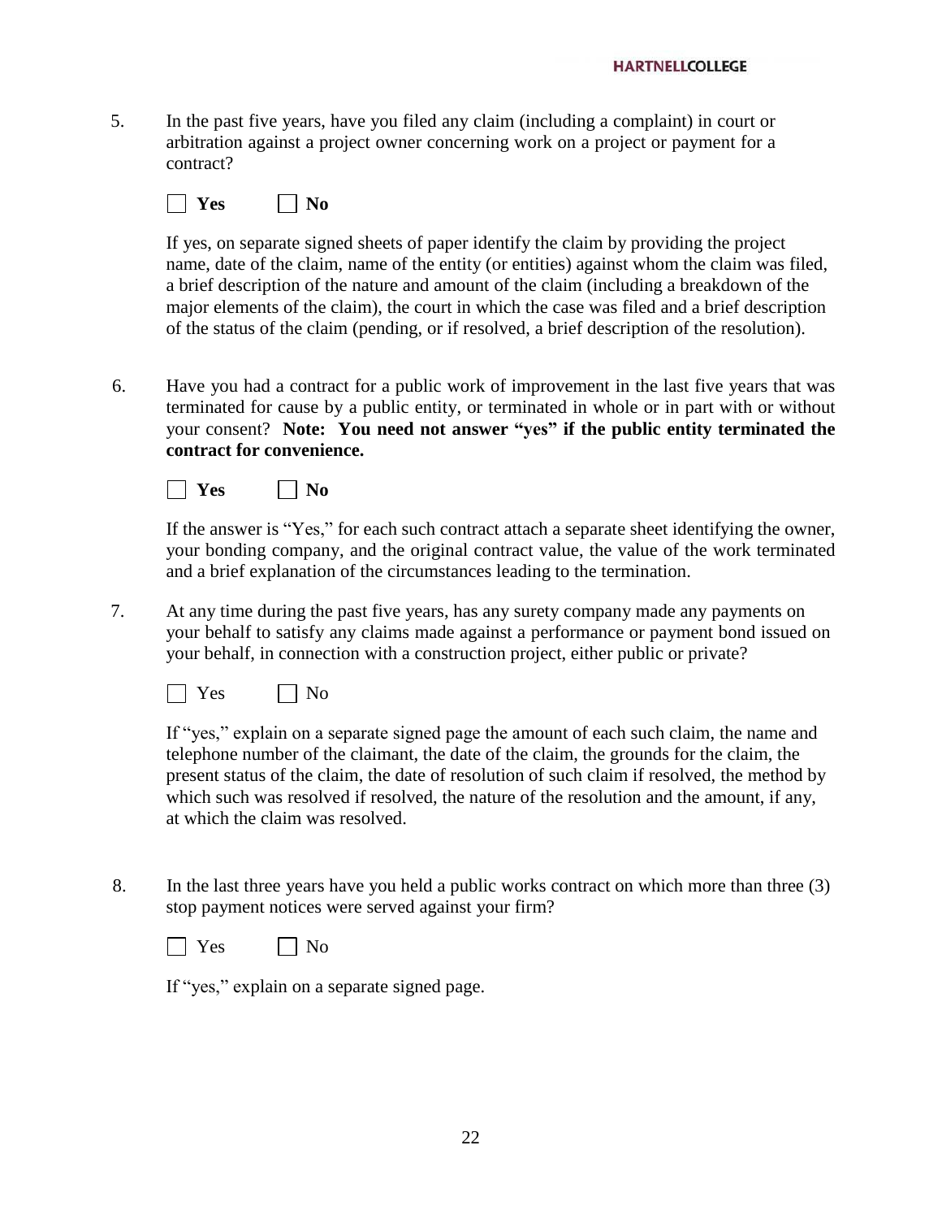5. In the past five years, have you filed any claim (including a complaint) in court or arbitration against a project owner concerning work on a project or payment for a contract?

   ☐ **Yes** ☐ **No**

   If yes, on separate signed sheets of paper identify the claim by providing the project name, date of the claim, name of the entity (or entities) against whom the claim was filed, a brief description of the nature and amount of the claim (including a breakdown of the major elements of the claim), the court in which the case was filed and a brief description of the status of the claim (pending, or if resolved, a brief description of the resolution).

6. Have you had a contract for a public work of improvement in the last five years that was terminated for cause by a public entity, or terminated in whole or in part with or without your consent? **Note: You need not answer "yes" if the public entity terminated the contract for convenience.**

   ☐ **Yes** ☐ **No**

   If the answer is "Yes," for each such contract attach a separate sheet identifying the owner, your bonding company, and the original contract value, the value of the work terminated and a brief explanation of the circumstances leading to the termination.

7. At any time during the past five years, has any surety company made any payments on your behalf to satisfy any claims made against a performance or payment bond issued on your behalf, in connection with a construction project, either public or private?

   ☐ Yes ☐ No

   If "yes," explain on a separate signed page the amount of each such claim, the name and telephone number of the claimant, the date of the claim, the grounds for the claim, the present status of the claim, the date of resolution of such claim if resolved, the method by which such was resolved if resolved, the nature of the resolution and the amount, if any, at which the claim was resolved.

8. In the last three years have you held a public works contract on which more than three (3) stop payment notices were served against your firm?

   ☐ Yes ☐ No

   If "yes," explain on a separate signed page.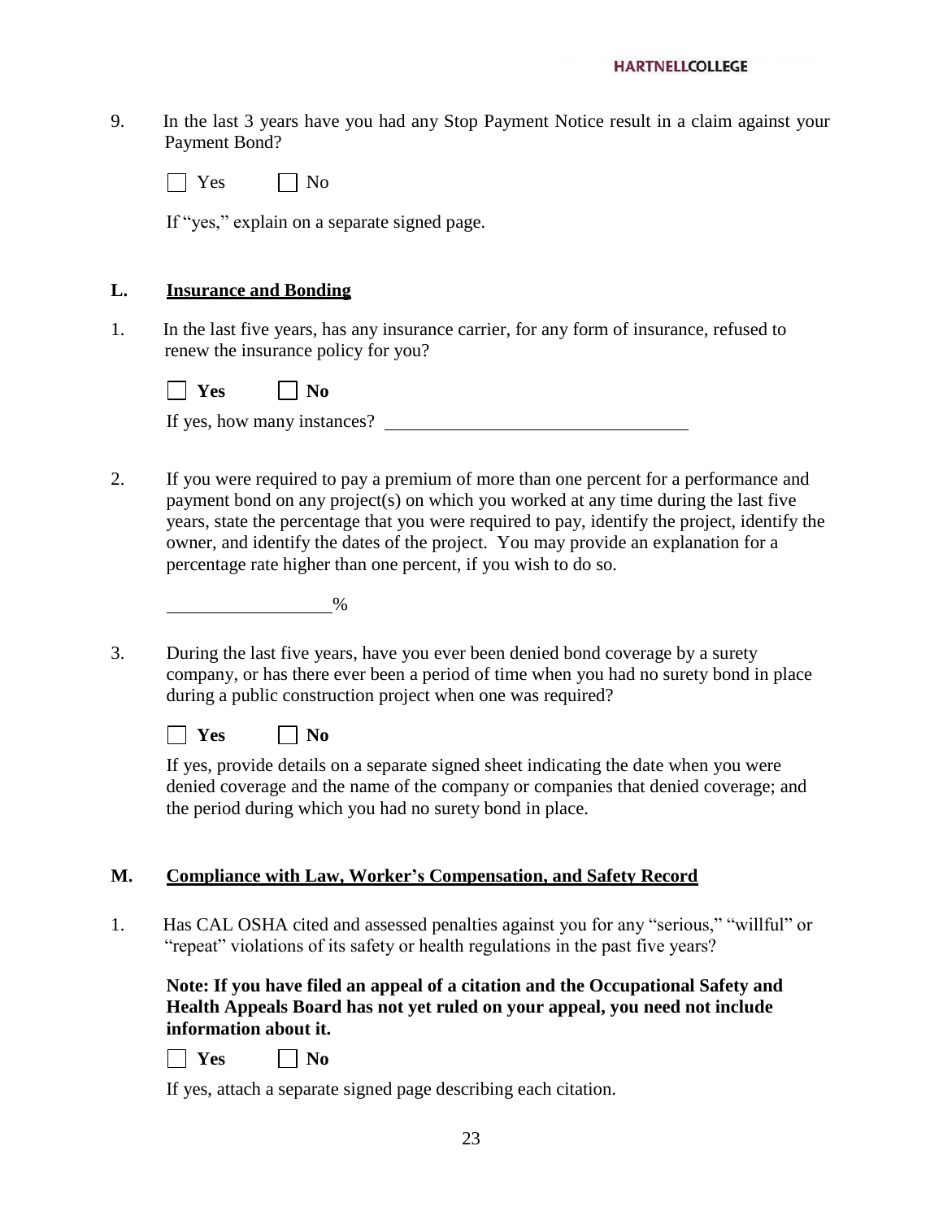9. In the last 3 years have you had any Stop Payment Notice result in a claim against your Payment Bond?

☐ Yes ☐ No

If "yes," explain on a separate signed page.

## L. Insurance and Bonding

1. In the last five years, has any insurance carrier, for any form of insurance, refused to renew the insurance policy for you?

☐ **Yes** ☐ **No**

If yes, how many instances? ______________________________

2. If you were required to pay a premium of more than one percent for a performance and payment bond on any project(s) on which you worked at any time during the last five years, state the percentage that you were required to pay, identify the project, identify the owner, and identify the dates of the project. You may provide an explanation for a percentage rate higher than one percent, if you wish to do so.

________________%

3. During the last five years, have you ever been denied bond coverage by a surety company, or has there ever been a period of time when you had no surety bond in place during a public construction project when one was required?

☐ **Yes** ☐ **No**

If yes, provide details on a separate signed sheet indicating the date when you were denied coverage and the name of the company or companies that denied coverage; and the period during which you had no surety bond in place.

## M. Compliance with Law, Worker's Compensation, and Safety Record

1. Has CAL OSHA cited and assessed penalties against you for any "serious," "willful" or "repeat" violations of its safety or health regulations in the past five years?

**Note: If you have filed an appeal of a citation and the Occupational Safety and Health Appeals Board has not yet ruled on your appeal, you need not include information about it.**

☐ **Yes** ☐ **No**

If yes, attach a separate signed page describing each citation.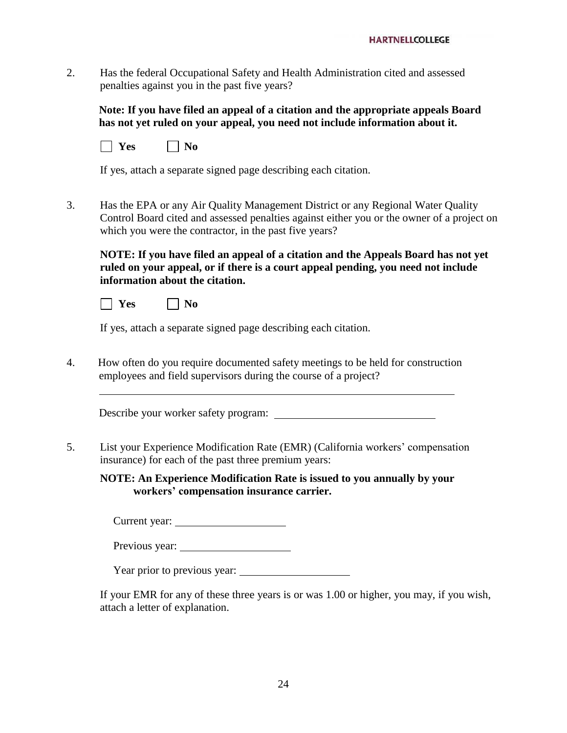2. Has the federal Occupational Safety and Health Administration cited and assessed penalties against you in the past five years?

   **Note: If you have filed an appeal of a citation and the appropriate appeals Board has not yet ruled on your appeal, you need not include information about it.**

   ☐ **Yes** ☐ **No**

   If yes, attach a separate signed page describing each citation.

3. Has the EPA or any Air Quality Management District or any Regional Water Quality Control Board cited and assessed penalties against either you or the owner of a project on which you were the contractor, in the past five years?

   **NOTE: If you have filed an appeal of a citation and the Appeals Board has not yet ruled on your appeal, or if there is a court appeal pending, you need not include information about the citation.**

   ☐ **Yes** ☐ **No**

   If yes, attach a separate signed page describing each citation.

4. How often do you require documented safety meetings to be held for construction employees and field supervisors during the course of a project?

   ______________________________________________

   Describe your worker safety program: ______________________

5. List your Experience Modification Rate (EMR) (California workers' compensation insurance) for each of the past three premium years:

   **NOTE: An Experience Modification Rate is issued to you annually by your workers' compensation insurance carrier.**

   Current year: ____________________

   Previous year: ____________________

   Year prior to previous year: ____________________

   If your EMR for any of these three years is or was 1.00 or higher, you may, if you wish, attach a letter of explanation.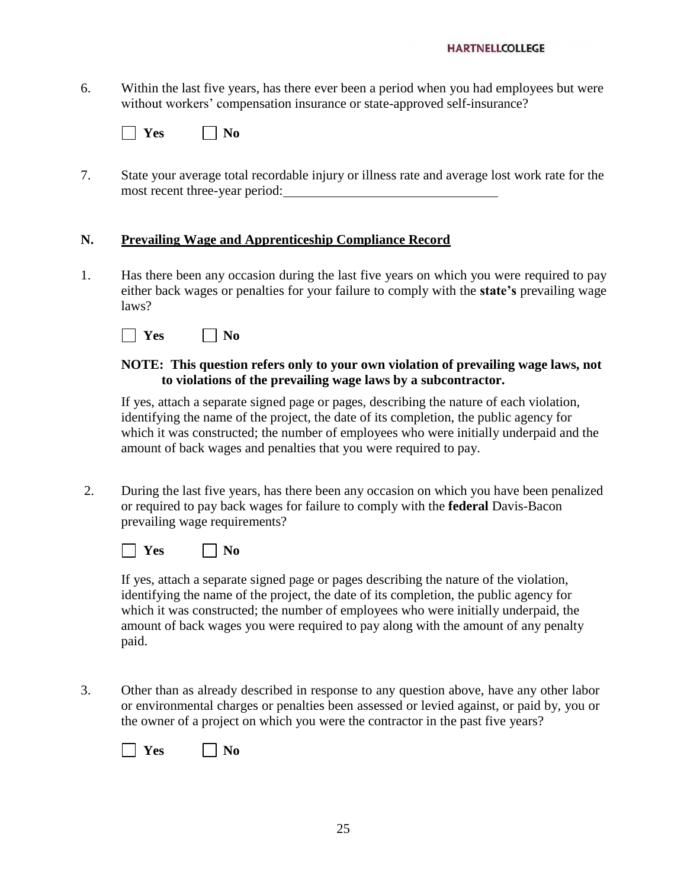6. Within the last five years, has there ever been a period when you had employees but were without workers' compensation insurance or state-approved self-insurance?

☐ **Yes** ☐ **No**

7. State your average total recordable injury or illness rate and average lost work rate for the most recent three-year period: ________________________________

## N. <u>Prevailing Wage and Apprenticeship Compliance Record</u>

1. Has there been any occasion during the last five years on which you were required to pay either back wages or penalties for your failure to comply with the **state's** prevailing wage laws?

☐ **Yes** ☐ **No**

**NOTE: This question refers only to your own violation of prevailing wage laws, not to violations of the prevailing wage laws by a subcontractor.**

If yes, attach a separate signed page or pages, describing the nature of each violation, identifying the name of the project, the date of its completion, the public agency for which it was constructed; the number of employees who were initially underpaid and the amount of back wages and penalties that you were required to pay.

2. During the last five years, has there been any occasion on which you have been penalized or required to pay back wages for failure to comply with the **federal** Davis-Bacon prevailing wage requirements?

☐ **Yes** ☐ **No**

If yes, attach a separate signed page or pages describing the nature of the violation, identifying the name of the project, the date of its completion, the public agency for which it was constructed; the number of employees who were initially underpaid, the amount of back wages you were required to pay along with the amount of any penalty paid.

3. Other than as already described in response to any question above, have any other labor or environmental charges or penalties been assessed or levied against, or paid by, you or the owner of a project on which you were the contractor in the past five years?

☐ **Yes** ☐ **No**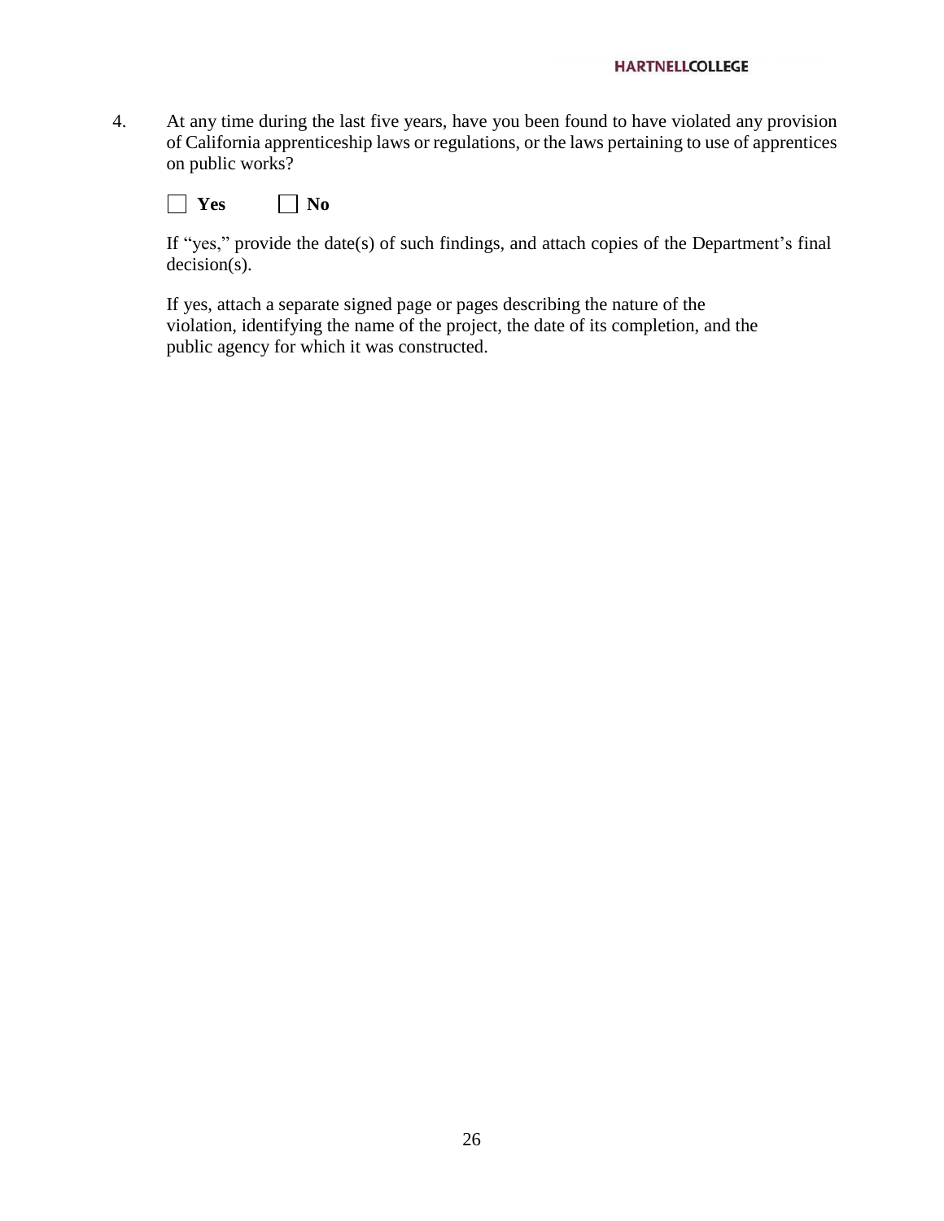4. At any time during the last five years, have you been found to have violated any provision of California apprenticeship laws or regulations, or the laws pertaining to use of apprentices on public works?

   ☐ **Yes** ☐ **No**

   If "yes," provide the date(s) of such findings, and attach copies of the Department's final decision(s).

   If yes, attach a separate signed page or pages describing the nature of the violation, identifying the name of the project, the date of its completion, and the public agency for which it was constructed.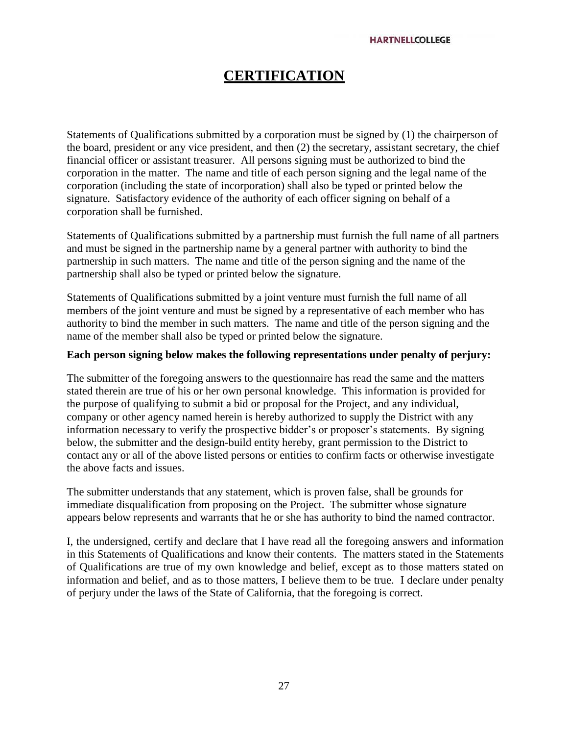# CERTIFICATION

Statements of Qualifications submitted by a corporation must be signed by (1) the chairperson of the board, president or any vice president, and then (2) the secretary, assistant secretary, the chief financial officer or assistant treasurer. All persons signing must be authorized to bind the corporation in the matter. The name and title of each person signing and the legal name of the corporation (including the state of incorporation) shall also be typed or printed below the signature. Satisfactory evidence of the authority of each officer signing on behalf of a corporation shall be furnished.

Statements of Qualifications submitted by a partnership must furnish the full name of all partners and must be signed in the partnership name by a general partner with authority to bind the partnership in such matters. The name and title of the person signing and the name of the partnership shall also be typed or printed below the signature.

Statements of Qualifications submitted by a joint venture must furnish the full name of all members of the joint venture and must be signed by a representative of each member who has authority to bind the member in such matters. The name and title of the person signing and the name of the member shall also be typed or printed below the signature.

**Each person signing below makes the following representations under penalty of perjury:**

The submitter of the foregoing answers to the questionnaire has read the same and the matters stated therein are true of his or her own personal knowledge. This information is provided for the purpose of qualifying to submit a bid or proposal for the Project, and any individual, company or other agency named herein is hereby authorized to supply the District with any information necessary to verify the prospective bidder's or proposer's statements. By signing below, the submitter and the design-build entity hereby, grant permission to the District to contact any or all of the above listed persons or entities to confirm facts or otherwise investigate the above facts and issues.

The submitter understands that any statement, which is proven false, shall be grounds for immediate disqualification from proposing on the Project. The submitter whose signature appears below represents and warrants that he or she has authority to bind the named contractor.

I, the undersigned, certify and declare that I have read all the foregoing answers and information in this Statements of Qualifications and know their contents. The matters stated in the Statements of Qualifications are true of my own knowledge and belief, except as to those matters stated on information and belief, and as to those matters, I believe them to be true. I declare under penalty of perjury under the laws of the State of California, that the foregoing is correct.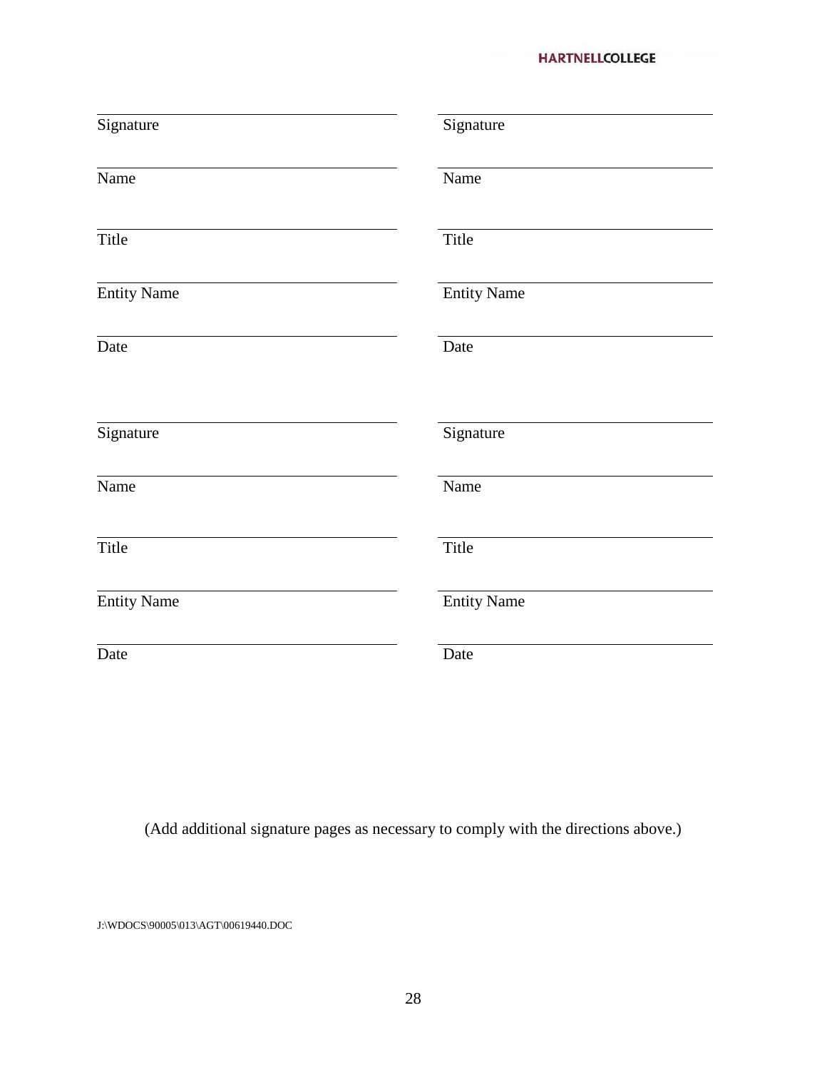| | |
|---|---|
| Signature | Signature |
| Name | Name |
| Title | Title |
| Entity Name | Entity Name |
| Date | Date |

| | |
|---|---|
| Signature | Signature |
| Name | Name |
| Title | Title |
| Entity Name | Entity Name |
| Date | Date |

(Add additional signature pages as necessary to comply with the directions above.)

J:\WDOCS\90005\013\AGT\00619440.DOC